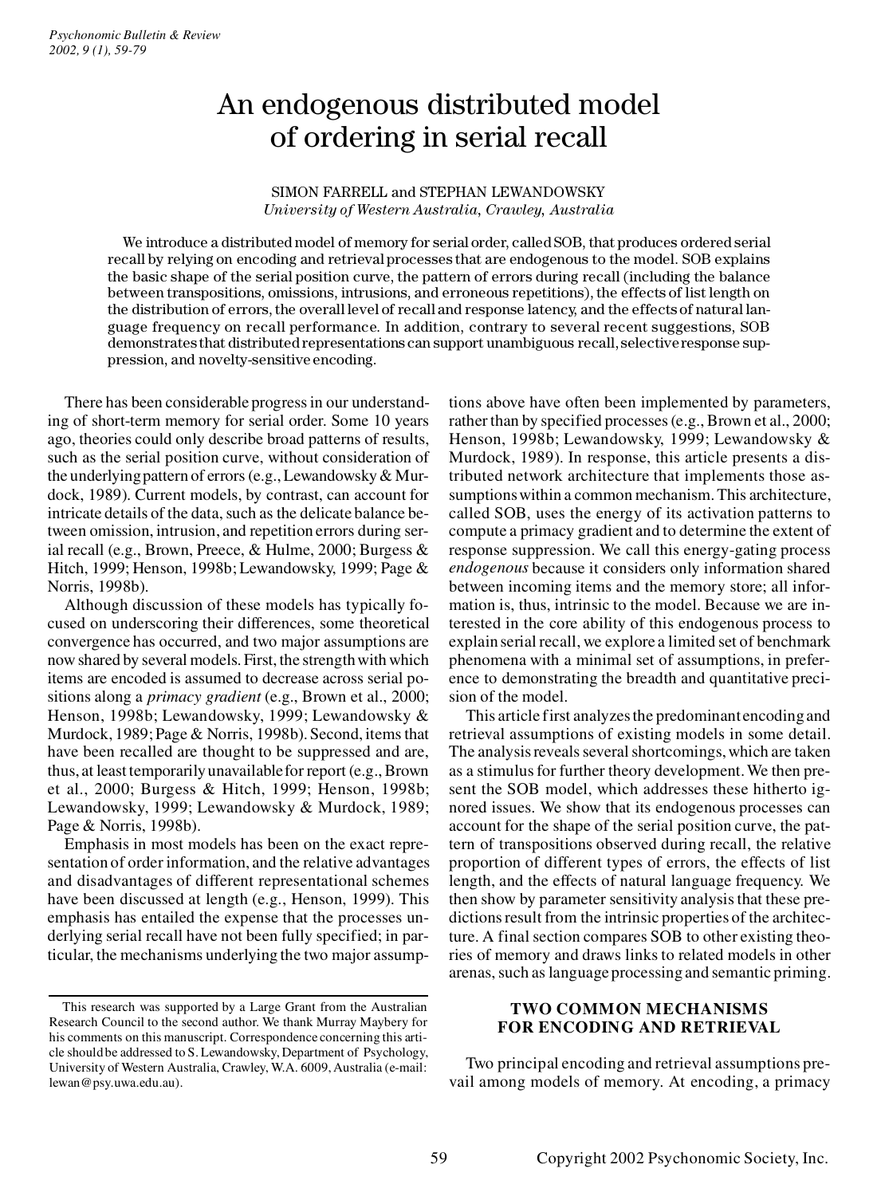# An endogenous distributed model of ordering in serial recall

SIMON FARRELL and STEPHAN LEWANDOWSKY
*University of Western Australia, Crawley, Australia*

We introduce a distributed model of memory for serial order, called SOB, that produces ordered serial recall by relying on encoding and retrieval processes that are endogenous to the model. SOB explains the basic shape of the serial position curve, the pattern of errors during recall (including the balance between transpositions, omissions, intrusions, and erroneous repetitions), the effects of list length on the distribution of errors, the overall level of recall and response latency, and the effects of natural language frequency on recall performance. In addition, contrary to several recent suggestions, SOB demonstrates that distributed representations can support unambiguous recall, selective response suppression, and novelty-sensitive encoding.

There has been considerable progress in our understanding of short-term memory for serial order. Some 10 years ago, theories could only describe broad patterns of results, such as the serial position curve, without consideration of the underlying pattern of errors (e.g., Lewandowsky & Murdock, 1989). Current models, by contrast, can account for intricate details of the data, such as the delicate balance between omission, intrusion, and repetition errors during serial recall (e.g., Brown, Preece, & Hulme, 2000; Burgess & Hitch, 1999; Henson, 1998b; Lewandowsky, 1999; Page & Norris, 1998b).

Although discussion of these models has typically focused on underscoring their differences, some theoretical convergence has occurred, and two major assumptions are now shared by several models. First, the strength with which items are encoded is assumed to decrease across serial positions along a *primacy gradient* (e.g., Brown et al., 2000; Henson, 1998b; Lewandowsky, 1999; Lewandowsky & Murdock, 1989; Page & Norris, 1998b). Second, items that have been recalled are thought to be suppressed and are, thus, at least temporarily unavailable for report (e.g., Brown et al., 2000; Burgess & Hitch, 1999; Henson, 1998b; Lewandowsky, 1999; Lewandowsky & Murdock, 1989; Page & Norris, 1998b).

Emphasis in most models has been on the exact representation of order information, and the relative advantages and disadvantages of different representational schemes have been discussed at length (e.g., Henson, 1999). This emphasis has entailed the expense that the processes underlying serial recall have not been fully specified; in particular, the mechanisms underlying the two major assumptions above have often been implemented by parameters, rather than by specified processes (e.g., Brown et al., 2000; Henson, 1998b; Lewandowsky, 1999; Lewandowsky & Murdock, 1989). In response, this article presents a distributed network architecture that implements those assumptions within a common mechanism. This architecture, called SOB, uses the energy of its activation patterns to compute a primacy gradient and to determine the extent of response suppression. We call this energy-gating process *endogenous* because it considers only information shared between incoming items and the memory store; all information is, thus, intrinsic to the model. Because we are interested in the core ability of this endogenous process to explain serial recall, we explore a limited set of benchmark phenomena with a minimal set of assumptions, in preference to demonstrating the breadth and quantitative precision of the model.

This article first analyzes the predominant encoding and retrieval assumptions of existing models in some detail. The analysis reveals several shortcomings, which are taken as a stimulus for further theory development. We then present the SOB model, which addresses these hitherto ignored issues. We show that its endogenous processes can account for the shape of the serial position curve, the pattern of transpositions observed during recall, the relative proportion of different types of errors, the effects of list length, and the effects of natural language frequency. We then show by parameter sensitivity analysis that these predictions result from the intrinsic properties of the architecture. A final section compares SOB to other existing theories of memory and draws links to related models in other arenas, such as language processing and semantic priming.

## TWO COMMON MECHANISMS FOR ENCODING AND RETRIEVAL

Two principal encoding and retrieval assumptions prevail among models of memory. At encoding, a primacy

This research was supported by a Large Grant from the Australian Research Council to the second author. We thank Murray Maybery for his comments on this manuscript. Correspondence concerning this article should be addressed to S. Lewandowsky, Department of Psychology, University of Western Australia, Crawley, W.A. 6009, Australia (e-mail: lewan@psy.uwa.edu.au).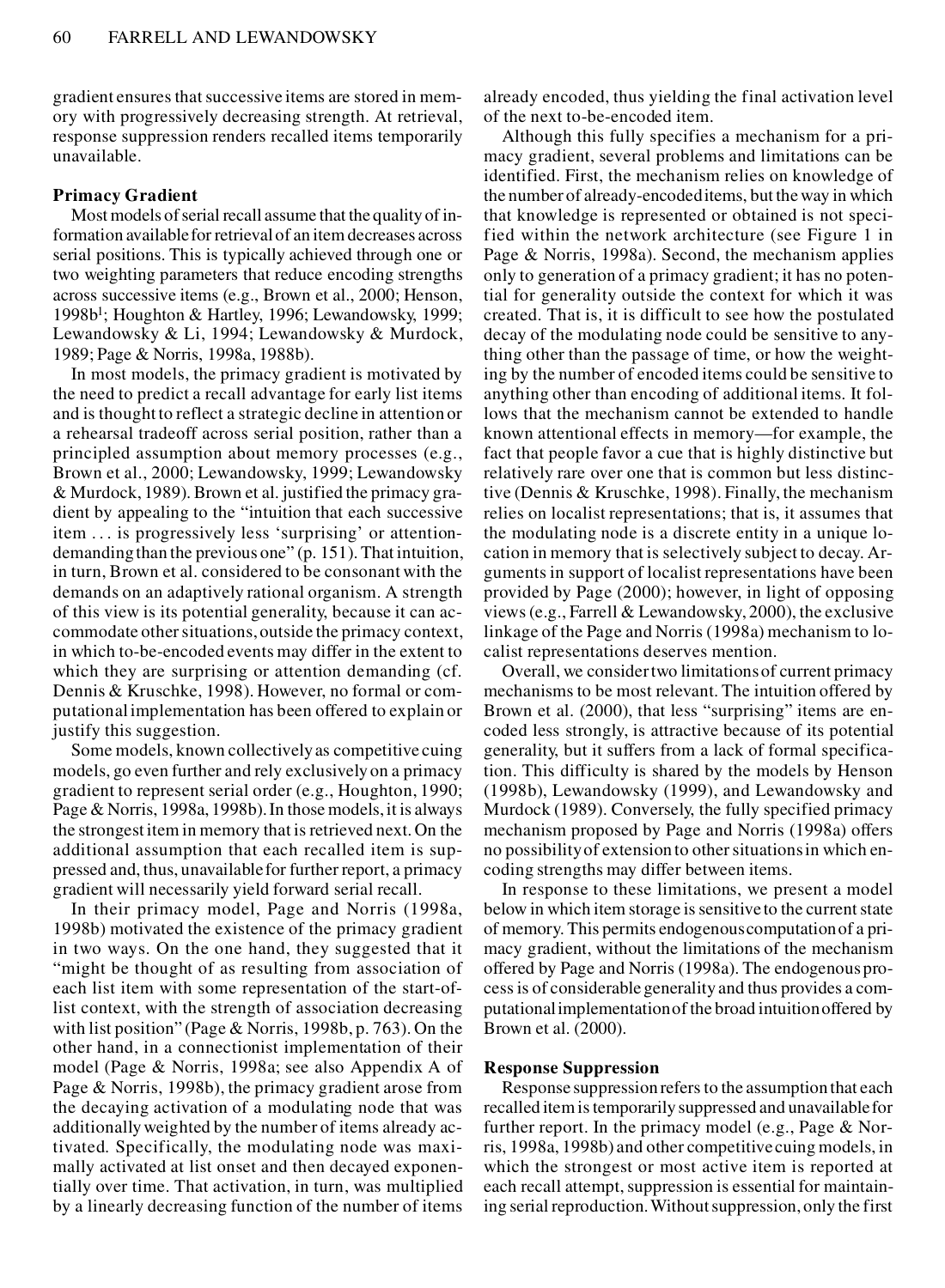gradient ensures that successive items are stored in memory with progressively decreasing strength. At retrieval, response suppression renders recalled items temporarily unavailable.

### Primacy Gradient

Most models of serial recall assume that the quality of information available for retrieval of an item decreases across serial positions. This is typically achieved through one or two weighting parameters that reduce encoding strengths across successive items (e.g., Brown et al., 2000; Henson, 1998b[1]; Houghton & Hartley, 1996; Lewandowsky, 1999; Lewandowsky & Li, 1994; Lewandowsky & Murdock, 1989; Page & Norris, 1998a, 1988b).

In most models, the primacy gradient is motivated by the need to predict a recall advantage for early list items and is thought to reflect a strategic decline in attention or a rehearsal tradeoff across serial position, rather than a principled assumption about memory processes (e.g., Brown et al., 2000; Lewandowsky, 1999; Lewandowsky & Murdock, 1989). Brown et al. justified the primacy gradient by appealing to the "intuition that each successive item . . . is progressively less 'surprising' or attention-demanding than the previous one" (p. 151). That intuition, in turn, Brown et al. considered to be consonant with the demands on an adaptively rational organism. A strength of this view is its potential generality, because it can accommodate other situations, outside the primacy context, in which to-be-encoded events may differ in the extent to which they are surprising or attention demanding (cf. Dennis & Kruschke, 1998). However, no formal or computational implementation has been offered to explain or justify this suggestion.

Some models, known collectively as competitive cuing models, go even further and rely exclusively on a primacy gradient to represent serial order (e.g., Houghton, 1990; Page & Norris, 1998a, 1998b). In those models, it is always the strongest item in memory that is retrieved next. On the additional assumption that each recalled item is suppressed and, thus, unavailable for further recall, a primacy gradient will necessarily yield forward serial recall.

In their primacy model, Page and Norris (1998a, 1998b) motivated the existence of the primacy gradient in two ways. On the one hand, they suggested that it "might be thought of as resulting from association of each list item with some representation of the start-of-list context, with the strength of association decreasing with list position" (Page & Norris, 1998b, p. 763). On the other hand, in a connectionist implementation of their model (Page & Norris, 1998a; see also Appendix A of Page & Norris, 1998b), the primacy gradient arose from the decaying activation of a modulating node that was additionally weighted by the number of items already activated. Specifically, the modulating node was maximally activated at list onset and then decayed exponentially over time. That activation, in turn, was multiplied by a linearly decreasing function of the number of items already encoded, thus yielding the final activation level of the next to-be-encoded item.

Although this fully specifies a mechanism for a primacy gradient, several problems and limitations can be identified. First, the mechanism relies on knowledge of the number of already-encoded items, but the way in which that knowledge is represented or obtained is not specified within the network architecture (see Figure 1 in Page & Norris, 1998a). Second, the mechanism applies only to generation of a primacy gradient; it has no potential for generality outside the context for which it was created. That is, it is difficult to see how the postulated decay of the modulating node could be sensitive to anything other than the passage of time, or how the weighting by the number of encoded items could be sensitive to anything other than encoding of additional items. It follows that the mechanism cannot be extended to handle known attentional effects in memory—for example, the fact that people favor a cue that is highly distinctive but relatively rare over one that is common but less distinctive (Dennis & Kruschke, 1998). Finally, the mechanism relies on localist representations; that is, it assumes that the modulating node is a discrete entity in a unique location in memory that is selectively subject to decay. Arguments in support of localist representations have been provided by Page (2000); however, in light of opposing views (e.g., Farrell & Lewandowsky, 2000), the exclusive linkage of the Page and Norris (1998a) mechanism to localist representations deserves mention.

Overall, we consider two limitations of current primacy mechanisms to be most relevant. The intuition offered by Brown et al. (2000), that less "surprising" items are encoded less strongly, is attractive because of its potential generality, but it suffers from a lack of formal specification. This difficulty is shared by the models by Henson (1998b), Lewandowsky (1999), and Lewandowsky and Murdock (1989). Conversely, the fully specified primacy mechanism proposed by Page and Norris (1998a) offers no possibility of extension to other situations in which encoding strengths may differ between items.

In response to these limitations, we present a model below in which item storage is sensitive to the current state of memory. This permits endogenous computation of a primacy gradient, without the limitations of the mechanism offered by Page and Norris (1998a). The endogenous process is of considerable generality and thus provides a computational implementation of the broad intuition offered by Brown et al. (2000).

### Response Suppression

Response suppression refers to the assumption that each recalled item is temporarily suppressed and unavailable for further report. In the primacy model (e.g., Page & Norris, 1998a, 1998b) and other competitive cuing models, in which the strongest or most active item is reported at each recall attempt, suppression is essential for maintaining serial reproduction. Without suppression, only the first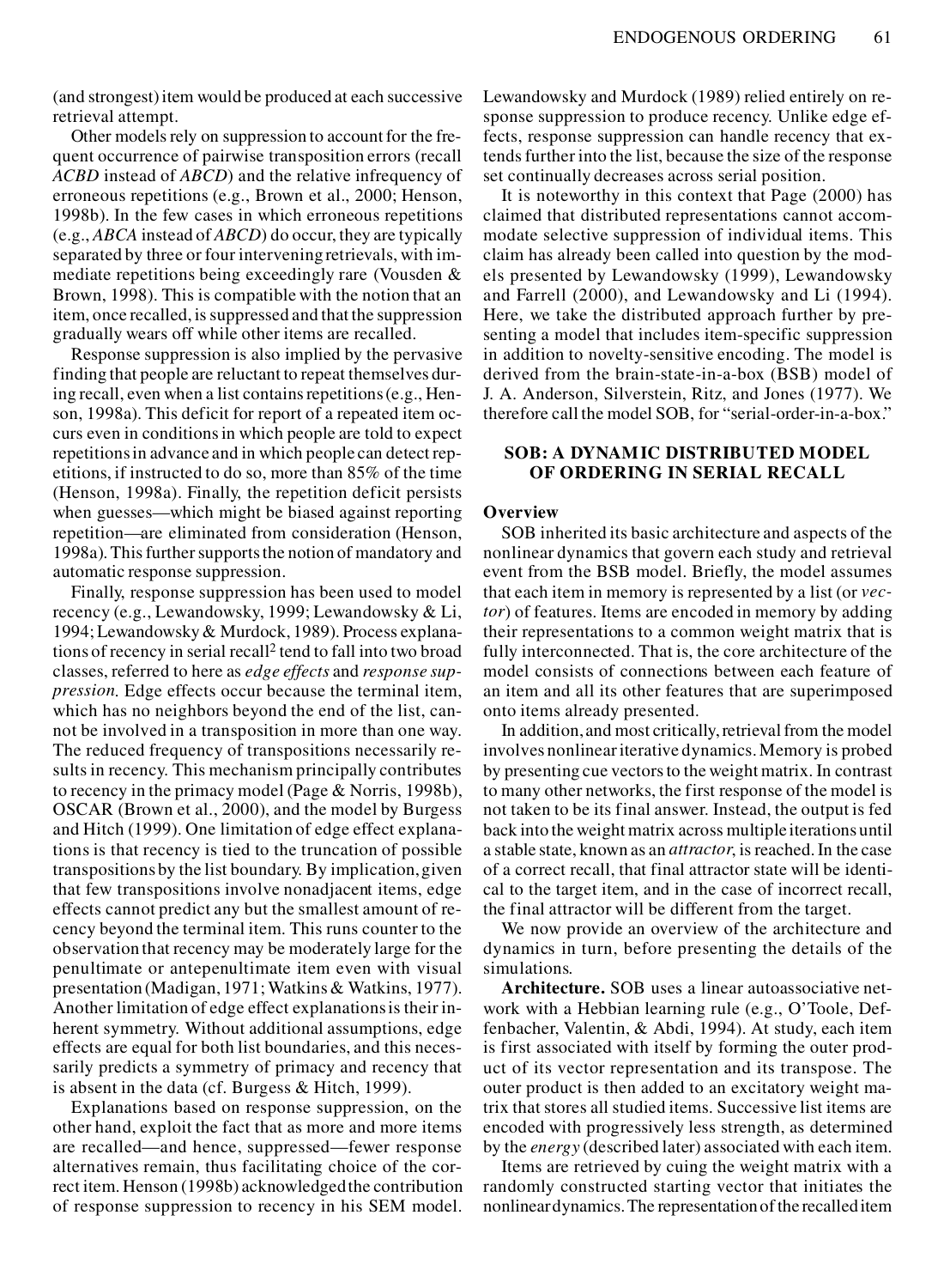(and strongest) item would be produced at each successive retrieval attempt.

Other models rely on suppression to account for the frequent occurrence of pairwise transposition errors (recall *ACBD* instead of *ABCD*) and the relative infrequency of erroneous repetitions (e.g., Brown et al., 2000; Henson, 1998b). In the few cases in which erroneous repetitions (e.g., *ABCA* instead of *ABCD*) do occur, they are typically separated by three or four intervening retrievals, with immediate repetitions being exceedingly rare (Vousden & Brown, 1998). This is compatible with the notion that an item, once recalled, is suppressed and that the suppression gradually wears off while other items are recalled.

Response suppression is also implied by the pervasive finding that people are reluctant to repeat themselves during recall, even when a list contains repetitions (e.g., Henson, 1998a). This deficit for report of a repeated item occurs even in conditions in which people are told to expect repetitions in advance and in which people can detect repetitions, if instructed to do so, more than 85% of the time (Henson, 1998a). Finally, the repetition deficit persists when guesses—which might be biased against reporting repetition—are eliminated from consideration (Henson, 1998a). This further supports the notion of mandatory and automatic response suppression.

Finally, response suppression has been used to model recency (e.g., Lewandowsky, 1999; Lewandowsky & Li, 1994; Lewandowsky & Murdock, 1989). Process explanations of recency in serial recall[2] tend to fall into two broad classes, referred to here as *edge effects* and *response suppression*. Edge effects occur because the terminal item, which has no neighbors beyond the end of the list, cannot be involved in a transposition in more than one way. The reduced frequency of transpositions necessarily results in recency. This mechanism principally contributes to recency in the primacy model (Page & Norris, 1998b), OSCAR (Brown et al., 2000), and the model by Burgess and Hitch (1999). One limitation of edge effect explanations is that recency is tied to the truncation of possible transpositions by the list boundary. By implication, given that few transpositions involve nonadjacent items, edge effects cannot predict any but the smallest amount of recency beyond the terminal item. This runs counter to the observation that recency may be moderately large for the penultimate or antepenultimate item even with visual presentation (Madigan, 1971; Watkins & Watkins, 1977). Another limitation of edge effect explanations is their inherent symmetry. Without additional assumptions, edge effects are equal for both list boundaries, and this necessarily predicts a symmetry of primacy and recency that is absent in the data (cf. Burgess & Hitch, 1999).

Explanations based on response suppression, on the other hand, exploit the fact that as more and more items are recalled—and hence, suppressed—fewer response alternatives remain, thus facilitating choice of the correct item. Henson (1998b) acknowledged the contribution of response suppression to recency in his SEM model. Lewandowsky and Murdock (1989) relied entirely on response suppression to produce recency. Unlike edge effects, response suppression can handle recency that extends further into the list, because the size of the response set continually decreases across serial position.

It is noteworthy in this context that Page (2000) has claimed that distributed representations cannot accommodate selective suppression of individual items. This claim has already been called into question by the models presented by Lewandowsky (1999), Lewandowsky and Farrell (2000), and Lewandowsky and Li (1994). Here, we take the distributed approach further by presenting a model that includes item-specific suppression in addition to novelty-sensitive encoding. The model is derived from the brain-state-in-a-box (BSB) model of J. A. Anderson, Silverstein, Ritz, and Jones (1977). We therefore call the model SOB, for "serial-order-in-a-box."

## SOB: A DYNAMIC DISTRIBUTED MODEL OF ORDERING IN SERIAL RECALL

### Overview

SOB inherited its basic architecture and aspects of the nonlinear dynamics that govern each study and retrieval event from the BSB model. Briefly, the model assumes that each item in memory is represented by a list (or *vector*) of features. Items are encoded in memory by adding their representations to a common weight matrix that is fully interconnected. That is, the core architecture of the model consists of connections between each feature of an item and all its other features that are superimposed onto items already presented.

In addition, and most critically, retrieval from the model involves nonlinear iterative dynamics. Memory is probed by presenting cue vectors to the weight matrix. In contrast to many other networks, the first response of the model is not taken to be its final answer. Instead, the output is fed back into the weight matrix across multiple iterations until a stable state, known as an *attractor*, is reached. In the case of a correct recall, that final attractor state will be identical to the target item, and in the case of incorrect recall, the final attractor will be different from the target.

We now provide an overview of the architecture and dynamics in turn, before presenting the details of the simulations.

**Architecture.** SOB uses a linear autoassociative network with a Hebbian learning rule (e.g., O'Toole, Deffenbacher, Valentin, & Abdi, 1994). At study, each item is first associated with itself by forming the outer product of its vector representation and its transpose. The outer product is then added to an excitatory weight matrix that stores all studied items. Successive list items are encoded with progressively less strength, as determined by the *energy* (described later) associated with each item.

Items are retrieved by cuing the weight matrix with a randomly constructed starting vector that initiates the nonlinear dynamics. The representation of the recalled item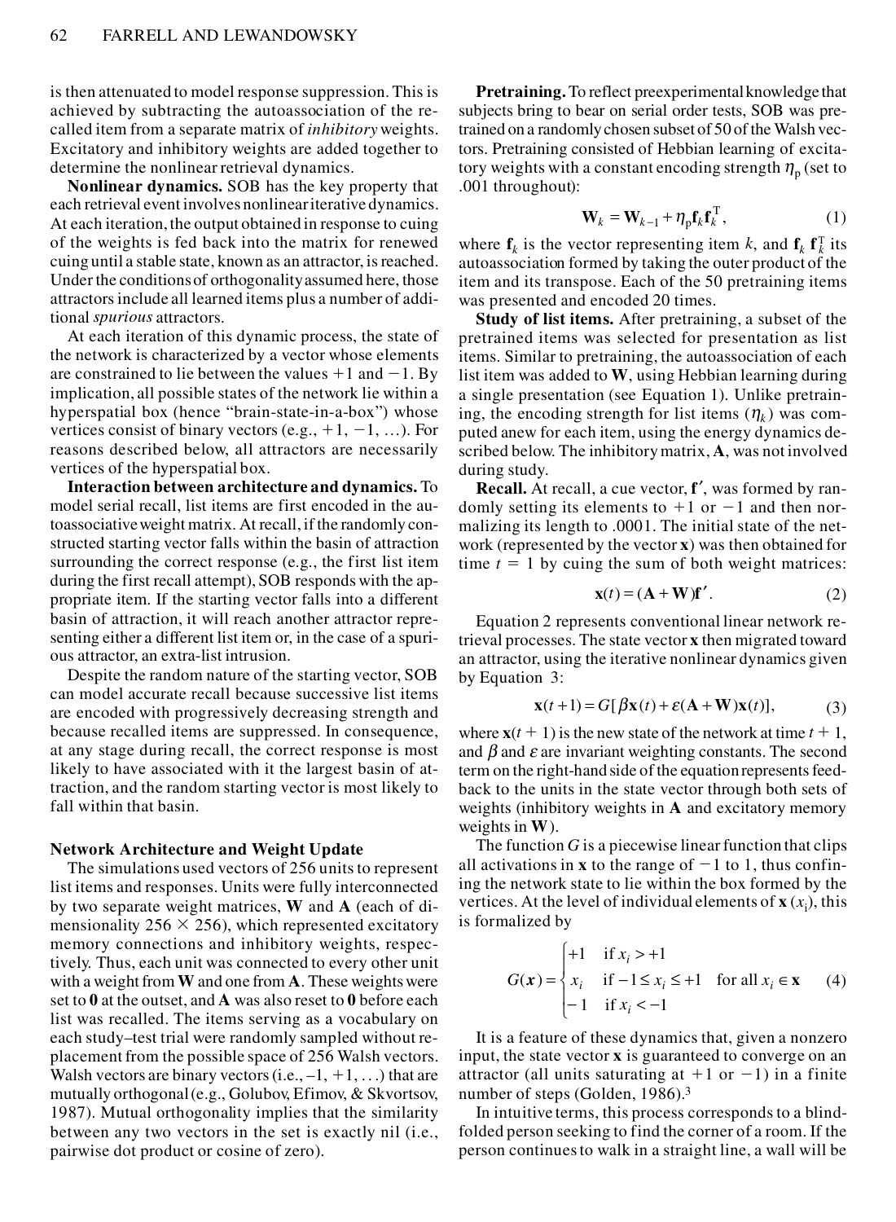is then attenuated to model response suppression. This is achieved by subtracting the autoassociation of the recalled item from a separate matrix of *inhibitory* weights. Excitatory and inhibitory weights are added together to determine the nonlinear retrieval dynamics.

**Nonlinear dynamics.** SOB has the key property that each retrieval event involves nonlinear iterative dynamics. At each iteration, the output obtained in response to cuing of the weights is fed back into the matrix for renewed cuing until a stable state, known as an attractor, is reached. Under the conditions of orthogonality assumed here, those attractors include all learned items plus a number of additional *spurious* attractors.

At each iteration of this dynamic process, the state of the network is characterized by a vector whose elements are constrained to lie between the values +1 and −1. By implication, all possible states of the network lie within a hyperspatial box (hence "brain-state-in-a-box") whose vertices consist of binary vectors (e.g., +1, −1, ...). For reasons described below, all attractors are necessarily vertices of the hyperspatial box.

**Interaction between architecture and dynamics.** To model serial recall, list items are first encoded in the autoassociative weight matrix. At recall, if the randomly constructed starting vector falls within the basin of attraction surrounding the correct response (e.g., the first list item during the first recall attempt), SOB responds with the appropriate item. If the starting vector falls into a different basin of attraction, it will reach another attractor representing either a different list item or, in the case of a spurious attractor, an extra-list intrusion.

Despite the random nature of the starting vector, SOB can model accurate recall because successive list items are encoded with progressively decreasing strength and because recalled items are suppressed. In consequence, at any stage during recall, the correct response is most likely to have associated with it the largest basin of attraction, and the random starting vector is most likely to fall within that basin.

### Network Architecture and Weight Update

The simulations used vectors of 256 units to represent list items and responses. Units were fully interconnected by two separate weight matrices, $\mathbf{W}$ and $\mathbf{A}$ (each of dimensionality $256 \times 256$), which represented excitatory memory connections and inhibitory weights, respectively. Thus, each unit was connected to every other unit with a weight from $\mathbf{W}$ and one from $\mathbf{A}$. These weights were set to $\mathbf{0}$ at the outset, and $\mathbf{A}$ was also reset to $\mathbf{0}$ before each list was recalled. The items serving as a vocabulary on each study–test trial were randomly sampled without replacement from the possible space of 256 Walsh vectors. Walsh vectors are binary vectors (i.e., –1, +1, ...) that are mutually orthogonal (e.g., Golubov, Efimov, & Skvortsov, 1987). Mutual orthogonality implies that the similarity between any two vectors in the set is exactly nil (i.e., pairwise dot product or cosine of zero).

**Pretraining.** To reflect preexperimental knowledge that subjects bring to bear on serial order tests, SOB was pretrained on a randomly chosen subset of 50 of the Walsh vectors. Pretraining consisted of Hebbian learning of excitatory weights with a constant encoding strength $\eta_p$ (set to .001 throughout):

$$\mathbf{W}_k = \mathbf{W}_{k-1} + \eta_p \mathbf{f}_k \mathbf{f}_k^{\mathrm{T}}, \tag{1}$$

where $\mathbf{f}_k$ is the vector representing item $k$, and $\mathbf{f}_k\, \mathbf{f}_k^{\mathrm{T}}$ its autoassociation formed by taking the outer product of the item and its transpose. Each of the 50 pretraining items was presented and encoded 20 times.

**Study of list items.** After pretraining, a subset of the pretrained items was selected for presentation as list items. Similar to pretraining, the autoassociation of each list item was added to $\mathbf{W}$, using Hebbian learning during a single presentation (see Equation 1). Unlike pretraining, the encoding strength for list items ($\eta_k$) was computed anew for each item, using the energy dynamics described below. The inhibitory matrix, $\mathbf{A}$, was not involved during study.

**Recall.** At recall, a cue vector, $\mathbf{f}'$, was formed by randomly setting its elements to +1 or −1 and then normalizing its length to .0001. The initial state of the network (represented by the vector $\mathbf{x}$) was then obtained for time $t = 1$ by cuing the sum of both weight matrices:

$$\mathbf{x}(t) = (\mathbf{A} + \mathbf{W})\mathbf{f}'. \tag{2}$$

Equation 2 represents conventional linear network retrieval processes. The state vector $\mathbf{x}$ then migrated toward an attractor, using the iterative nonlinear dynamics given by Equation 3:

$$\mathbf{x}(t+1) = G[\beta \mathbf{x}(t) + \varepsilon(\mathbf{A} + \mathbf{W})\mathbf{x}(t)], \tag{3}$$

where $\mathbf{x}(t+1)$ is the new state of the network at time $t+1$, and $\beta$ and $\varepsilon$ are invariant weighting constants. The second term on the right-hand side of the equation represents feedback to the units in the state vector through both sets of weights (inhibitory weights in $\mathbf{A}$ and excitatory memory weights in $\mathbf{W}$).

The function $G$ is a piecewise linear function that clips all activations in $\mathbf{x}$ to the range of −1 to 1, thus confining the network state to lie within the box formed by the vertices. At the level of individual elements of $\mathbf{x}$ ($x_i$), this is formalized by

$$G(\boldsymbol{x}) = \begin{cases} +1 & \text{if } x_i > +1 \\ x_i & \text{if } -1 \le x_i \le +1 \quad \text{for all } x_i \in \mathbf{x} \\ -1 & \text{if } x_i < -1 \end{cases} \tag{4}$$

It is a feature of these dynamics that, given a nonzero input, the state vector $\mathbf{x}$ is guaranteed to converge on an attractor (all units saturating at +1 or −1) in a finite number of steps (Golden, 1986).[3]

In intuitive terms, this process corresponds to a blindfolded person seeking to find the corner of a room. If the person continues to walk in a straight line, a wall will be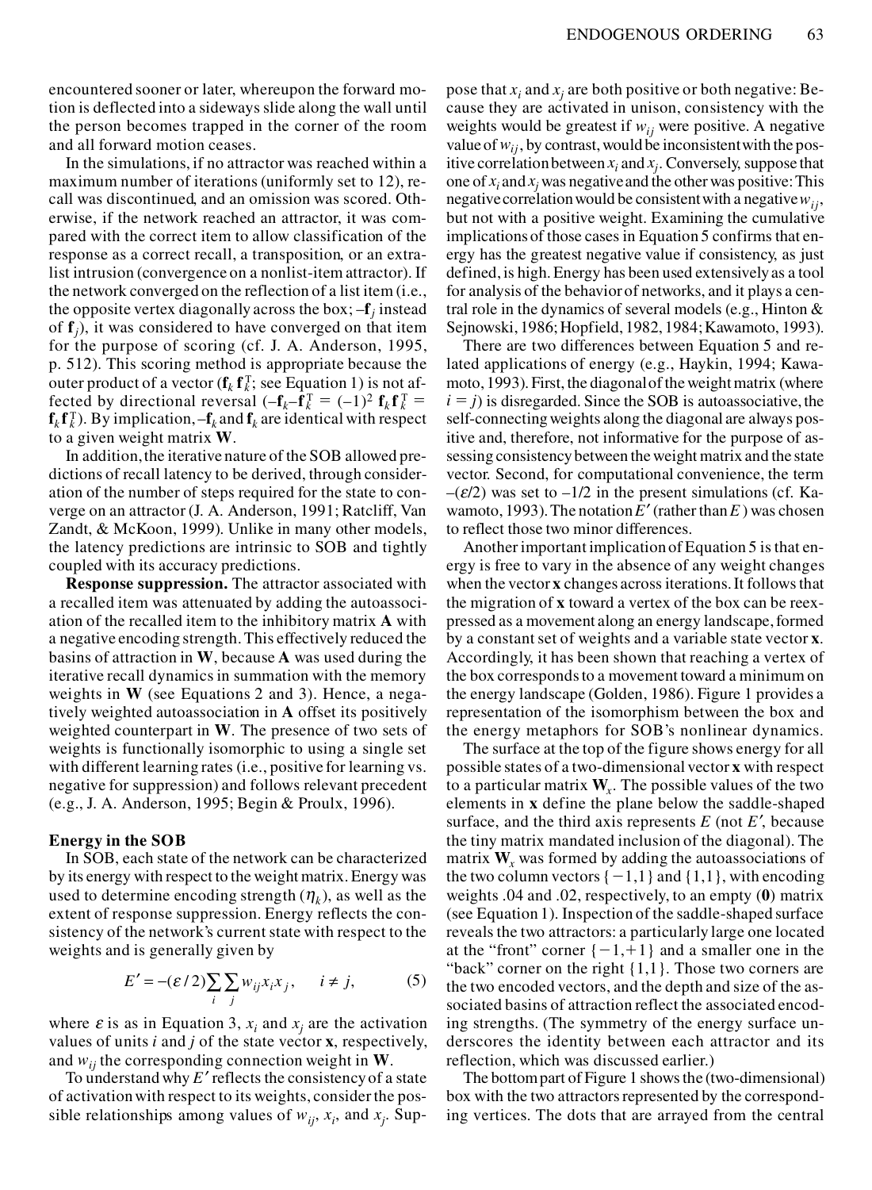encountered sooner or later, whereupon the forward motion is deflected into a sideways slide along the wall until the person becomes trapped in the corner of the room and all forward motion ceases.

In the simulations, if no attractor was reached within a maximum number of iterations (uniformly set to 12), recall was discontinued, and an omission was scored. Otherwise, if the network reached an attractor, it was compared with the correct item to allow classification of the response as a correct recall, a transposition, or an extralist intrusion (convergence on a nonlist-item attractor). If the network converged on the reflection of a list item (i.e., the opposite vertex diagonally across the box; $-\mathbf{f}_j$ instead of $\mathbf{f}_j$), it was considered to have converged on that item for the purpose of scoring (cf. J. A. Anderson, 1995, p. 512). This scoring method is appropriate because the outer product of a vector ($\mathbf{f}_k\,\mathbf{f}_k^T$; see Equation 1) is not affected by directional reversal ($-\mathbf{f}_k - \mathbf{f}_k^T = (-1)^2\,\mathbf{f}_k\,\mathbf{f}_k^T = \mathbf{f}_k\,\mathbf{f}_k^T$). By implication, $-\mathbf{f}_k$ and $\mathbf{f}_k$ are identical with respect to a given weight matrix $\mathbf{W}$.

In addition, the iterative nature of the SOB allowed predictions of recall latency to be derived, through consideration of the number of steps required for the state to converge on an attractor (J. A. Anderson, 1991; Ratcliff, Van Zandt, & McKoon, 1999). Unlike in many other models, the latency predictions are intrinsic to SOB and tightly coupled with its accuracy predictions.

**Response suppression.** The attractor associated with a recalled item was attenuated by adding the autoassociation of the recalled item to the inhibitory matrix $\mathbf{A}$ with a negative encoding strength. This effectively reduced the basins of attraction in $\mathbf{W}$, because $\mathbf{A}$ was used during the iterative recall dynamics in summation with the memory weights in $\mathbf{W}$ (see Equations 2 and 3). Hence, a negatively weighted autoassociation in $\mathbf{A}$ offset its positively weighted counterpart in $\mathbf{W}$. The presence of two sets of weights is functionally isomorphic to using a single set with different learning rates (i.e., positive for learning vs. negative for suppression) and follows relevant precedent (e.g., J. A. Anderson, 1995; Begin & Proulx, 1996).

### Energy in the SOB

In SOB, each state of the network can be characterized by its energy with respect to the weight matrix. Energy was used to determine encoding strength ($\eta_k$), as well as the extent of response suppression. Energy reflects the consistency of the network's current state with respect to the weights and is generally given by

$$E' = -(\varepsilon/2)\sum_i \sum_j w_{ij} x_i x_j, \qquad i \neq j, \tag{5}$$

where $\varepsilon$ is as in Equation 3, $x_i$ and $x_j$ are the activation values of units $i$ and $j$ of the state vector $\mathbf{x}$, respectively, and $w_{ij}$ the corresponding connection weight in $\mathbf{W}$.

To understand why $E'$ reflects the consistency of a state of activation with respect to its weights, consider the possible relationships among values of $w_{ij}$, $x_i$, and $x_j$. Suppose that $x_i$ and $x_j$ are both positive or both negative: Because they are activated in unison, consistency with the weights would be greatest if $w_{ij}$ were positive. A negative value of $w_{ij}$, by contrast, would be inconsistent with the positive correlation between $x_i$ and $x_j$. Conversely, suppose that one of $x_i$ and $x_j$ was negative and the other was positive: This negative correlation would be consistent with a negative $w_{ij}$, but not with a positive weight. Examining the cumulative implications of those cases in Equation 5 confirms that energy has the greatest negative value if consistency, as just defined, is high. Energy has been used extensively as a tool for analysis of the behavior of networks, and it plays a central role in the dynamics of several models (e.g., Hinton & Sejnowski, 1986; Hopfield, 1982, 1984; Kawamoto, 1993).

There are two differences between Equation 5 and related applications of energy (e.g., Haykin, 1994; Kawamoto, 1993). First, the diagonal of the weight matrix (where $i = j$) is disregarded. Since the SOB is autoassociative, the self-connecting weights along the diagonal are always positive and, therefore, not informative for the purpose of assessing consistency between the weight matrix and the state vector. Second, for computational convenience, the term $-(\varepsilon/2)$ was set to $-1/2$ in the present simulations (cf. Kawamoto, 1993). The notation $E'$ (rather than $E$) was chosen to reflect those two minor differences.

Another important implication of Equation 5 is that energy is free to vary in the absence of any weight changes when the vector $\mathbf{x}$ changes across iterations. It follows that the migration of $\mathbf{x}$ toward a vertex of the box can be reexpressed as a movement along an energy landscape, formed by a constant set of weights and a variable state vector $\mathbf{x}$. Accordingly, it has been shown that reaching a vertex of the box corresponds to a movement toward a minimum on the energy landscape (Golden, 1986). Figure 1 provides a representation of the isomorphism between the box and the energy metaphors for SOB's nonlinear dynamics.

The surface at the top of the figure shows energy for all possible states of a two-dimensional vector $\mathbf{x}$ with respect to a particular matrix $\mathbf{W}_x$. The possible values of the two elements in $\mathbf{x}$ define the plane below the saddle-shaped surface, and the third axis represents $E$ (not $E'$, because the tiny matrix mandated inclusion of the diagonal). The matrix $\mathbf{W}_x$ was formed by adding the autoassociations of the two column vectors $\{-1,1\}$ and $\{1,1\}$, with encoding weights .04 and .02, respectively, to an empty ($\mathbf{0}$) matrix (see Equation 1). Inspection of the saddle-shaped surface reveals the two attractors: a particularly large one located at the "front" corner $\{-1,+1\}$ and a smaller one in the "back" corner on the right $\{1,1\}$. Those two corners are the two encoded vectors, and the depth and size of the associated basins of attraction reflect the associated encoding strengths. (The symmetry of the energy surface underscores the identity between each attractor and its reflection, which was discussed earlier.)

The bottom part of Figure 1 shows the (two-dimensional) box with the two attractors represented by the corresponding vertices. The dots that are arrayed from the central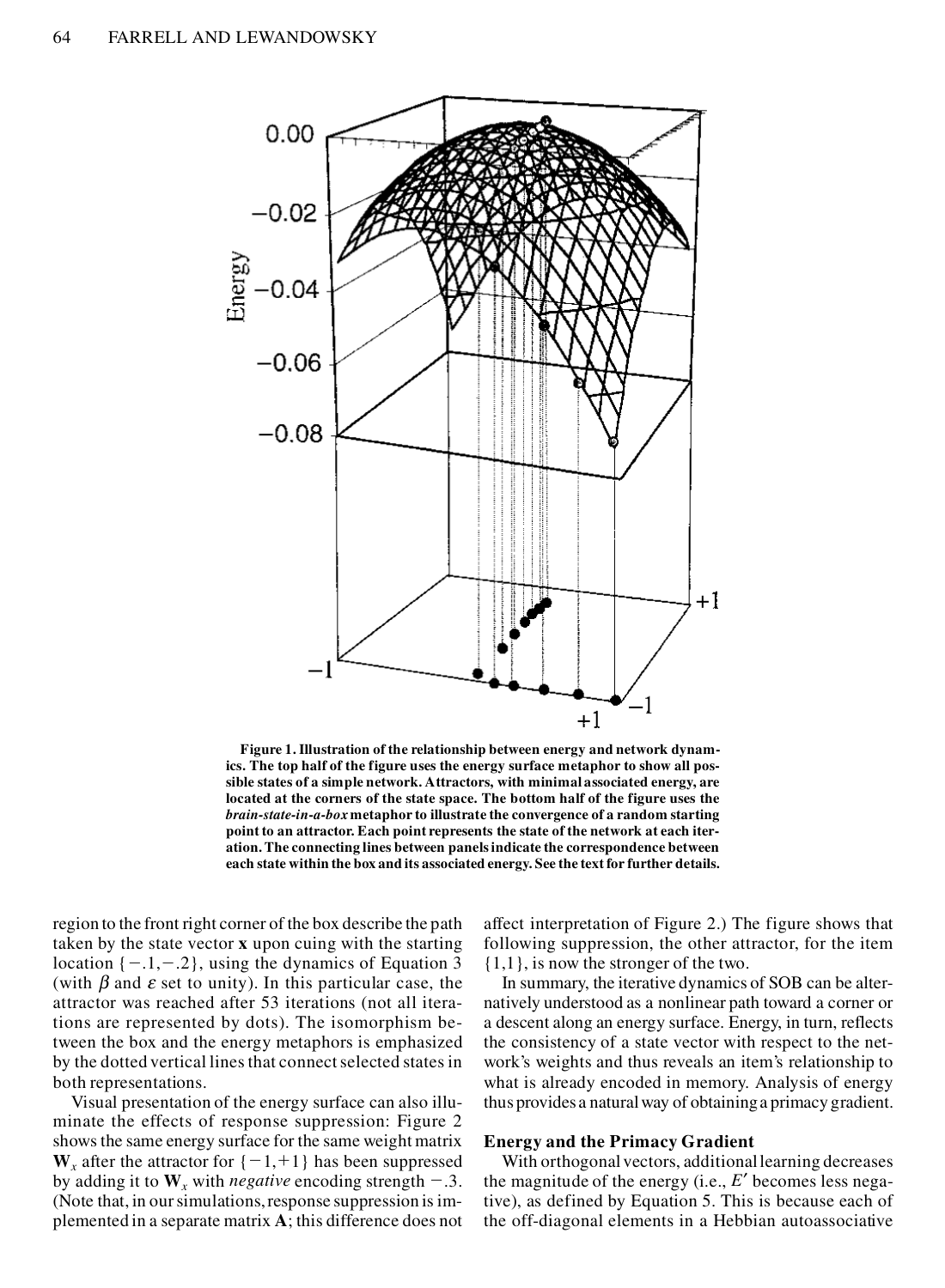**Figure 1. Illustration of the relationship between energy and network dynamics. The top half of the figure uses the energy surface metaphor to show all possible states of a simple network. Attractors, with minimal associated energy, are located at the corners of the state space. The bottom half of the figure uses the *brain-state-in-a-box* metaphor to illustrate the convergence of a random starting point to an attractor. Each point represents the state of the network at each iteration. The connecting lines between panels indicate the correspondence between each state within the box and its associated energy. See the text for further details.**

region to the front right corner of the box describe the path taken by the state vector **x** upon cuing with the starting location $\{-.1,-.2\}$, using the dynamics of Equation 3 (with $\beta$ and $\varepsilon$ set to unity). In this particular case, the attractor was reached after 53 iterations (not all iterations are represented by dots). The isomorphism between the box and the energy metaphors is emphasized by the dotted vertical lines that connect selected states in both representations.

Visual presentation of the energy surface can also illuminate the effects of response suppression: Figure 2 shows the same energy surface for the same weight matrix $\mathbf{W}_x$ after the attractor for $\{-1,+1\}$ has been suppressed by adding it to $\mathbf{W}_x$ with *negative* encoding strength $-.3$. (Note that, in our simulations, response suppression is implemented in a separate matrix **A**; this difference does not affect interpretation of Figure 2.) The figure shows that following suppression, the other attractor, for the item $\{1,1\}$, is now the stronger of the two.

In summary, the iterative dynamics of SOB can be alternatively understood as a nonlinear path toward a corner or a descent along an energy surface. Energy, in turn, reflects the consistency of a state vector with respect to the network's weights and thus reveals an item's relationship to what is already encoded in memory. Analysis of energy thus provides a natural way of obtaining a primacy gradient.

### Energy and the Primacy Gradient

With orthogonal vectors, additional learning decreases the magnitude of the energy (i.e., $E'$ becomes less negative), as defined by Equation 5. This is because each of the off-diagonal elements in a Hebbian autoassociative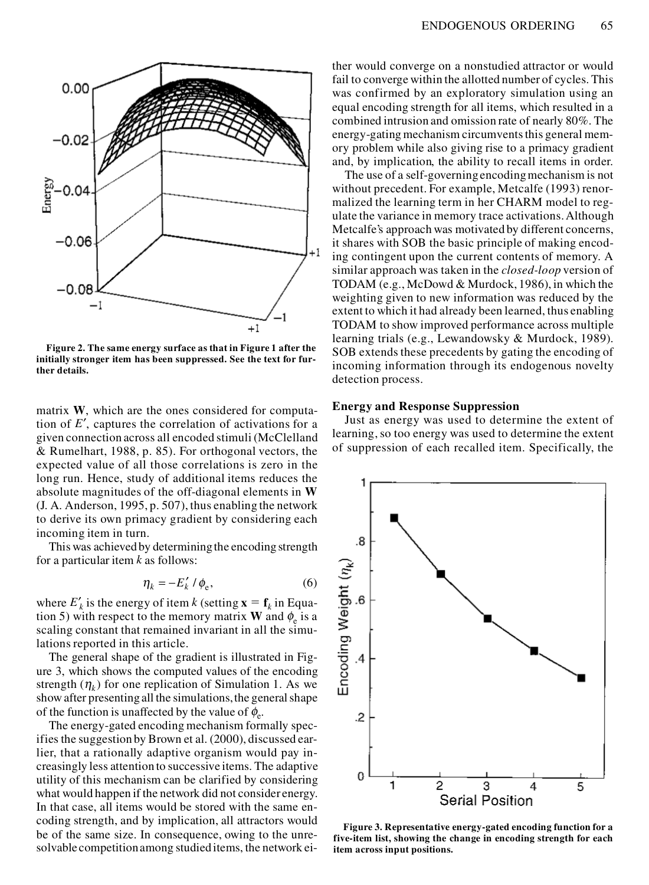Figure 2. The same energy surface as that in Figure 1 after the initially stronger item has been suppressed. See the text for further details.

matrix $\mathbf{W}$, which are the ones considered for computation of $E'$, captures the correlation of activations for a given connection across all encoded stimuli (McClelland & Rumelhart, 1988, p. 85). For orthogonal vectors, the expected value of all those correlations is zero in the long run. Hence, study of additional items reduces the absolute magnitudes of the off-diagonal elements in $\mathbf{W}$ (J. A. Anderson, 1995, p. 507), thus enabling the network to derive its own primacy gradient by considering each incoming item in turn.

This was achieved by determining the encoding strength for a particular item $k$ as follows:

$$\eta_k = -E'_k / \phi_e, \tag{6}$$

where $E'_k$ is the energy of item $k$ (setting $\mathbf{x} = \mathbf{f}_k$ in Equation 5) with respect to the memory matrix $\mathbf{W}$ and $\phi_e$ is a scaling constant that remained invariant in all the simulations reported in this article.

The general shape of the gradient is illustrated in Figure 3, which shows the computed values of the encoding strength ($\eta_k$) for one replication of Simulation 1. As we show after presenting all the simulations, the general shape of the function is unaffected by the value of $\phi_e$.

The energy-gated encoding mechanism formally specifies the suggestion by Brown et al. (2000), discussed earlier, that a rationally adaptive organism would pay increasingly less attention to successive items. The adaptive utility of this mechanism can be clarified by considering what would happen if the network did not consider energy. In that case, all items would be stored with the same encoding strength, and by implication, all attractors would be of the same size. In consequence, owing to the unresolvable competition among studied items, the network either would converge on a nonstudied attractor or would fail to converge within the allotted number of cycles. This was confirmed by an exploratory simulation using an equal encoding strength for all items, which resulted in a combined intrusion and omission rate of nearly 80%. The energy-gating mechanism circumvents this general memory problem while also giving rise to a primacy gradient and, by implication, the ability to recall items in order.

The use of a self-governing encoding mechanism is not without precedent. For example, Metcalfe (1993) renormalized the learning term in her CHARM model to regulate the variance in memory trace activations. Although Metcalfe's approach was motivated by different concerns, it shares with SOB the basic principle of making encoding contingent upon the current contents of memory. A similar approach was taken in the *closed-loop* version of TODAM (e.g., McDowd & Murdock, 1986), in which the weighting given to new information was reduced by the extent to which it had already been learned, thus enabling TODAM to show improved performance across multiple learning trials (e.g., Lewandowsky & Murdock, 1989). SOB extends these precedents by gating the encoding of incoming information through its endogenous novelty detection process.

### Energy and Response Suppression

Just as energy was used to determine the extent of learning, so too energy was used to determine the extent of suppression of each recalled item. Specifically, the

Figure 3. Representative energy-gated encoding function for a five-item list, showing the change in encoding strength for each item across input positions.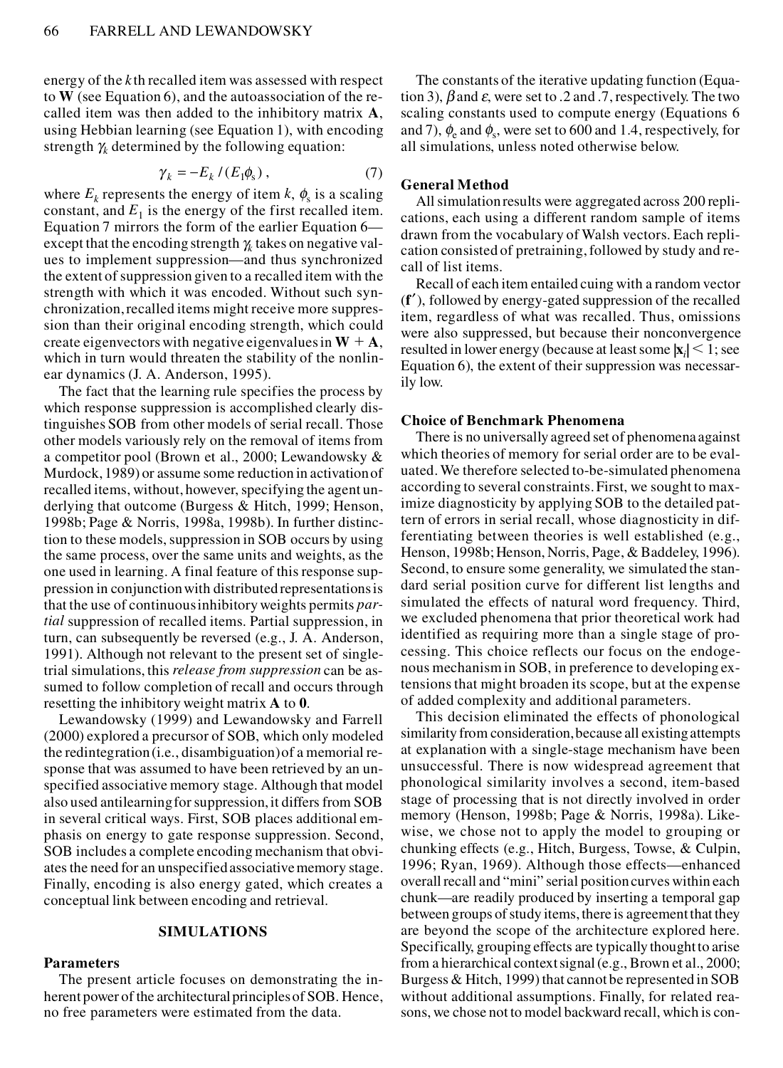energy of the $k$th recalled item was assessed with respect to **W** (see Equation 6), and the autoassociation of the recalled item was then added to the inhibitory matrix **A**, using Hebbian learning (see Equation 1), with encoding strength $\gamma_k$ determined by the following equation:

$$\gamma_k = -E_k / (E_1 \phi_s), \tag{7}$$

where $E_k$ represents the energy of item $k$, $\phi_s$ is a scaling constant, and $E_1$ is the energy of the first recalled item. Equation 7 mirrors the form of the earlier Equation 6—except that the encoding strength $\gamma_k$ takes on negative values to implement suppression—and thus synchronized the extent of suppression given to a recalled item with the strength with which it was encoded. Without such synchronization, recalled items might receive more suppression than their original encoding strength, which could create eigenvectors with negative eigenvalues in $\mathbf{W} + \mathbf{A}$, which in turn would threaten the stability of the nonlinear dynamics (J. A. Anderson, 1995).

The fact that the learning rule specifies the process by which response suppression is accomplished clearly distinguishes SOB from other models of serial recall. Those other models variously rely on the removal of items from a competitor pool (Brown et al., 2000; Lewandowsky & Murdock, 1989) or assume some reduction in activation of recalled items, without, however, specifying the agent underlying that outcome (Burgess & Hitch, 1999; Henson, 1998b; Page & Norris, 1998a, 1998b). In further distinction to these models, suppression in SOB occurs by using the same process, over the same units and weights, as the one used in learning. A final feature of this response suppression in conjunction with distributed representations is that the use of continuous inhibitory weights permits *partial* suppression of recalled items. Partial suppression, in turn, can subsequently be reversed (e.g., J. A. Anderson, 1991). Although not relevant to the present set of single-trial simulations, this *release from suppression* can be assumed to follow completion of recall and occurs through resetting the inhibitory weight matrix **A** to **0**.

Lewandowsky (1999) and Lewandowsky and Farrell (2000) explored a precursor of SOB, which only modeled the redintegration (i.e., disambiguation) of a memorial response that was assumed to have been retrieved by an unspecified associative memory stage. Although that model also used antilearning for suppression, it differs from SOB in several critical ways. First, SOB places additional emphasis on energy to gate response suppression. Second, SOB includes a complete encoding mechanism that obviates the need for an unspecified associative memory stage. Finally, encoding is also energy gated, which creates a conceptual link between encoding and retrieval.

## SIMULATIONS

### Parameters

The present article focuses on demonstrating the inherent power of the architectural principles of SOB. Hence, no free parameters were estimated from the data.

The constants of the iterative updating function (Equation 3), $\beta$ and $\varepsilon$, were set to .2 and .7, respectively. The two scaling constants used to compute energy (Equations 6 and 7), $\phi_e$ and $\phi_s$, were set to 600 and 1.4, respectively, for all simulations, unless noted otherwise below.

### General Method

All simulation results were aggregated across 200 replications, each using a different random sample of items drawn from the vocabulary of Walsh vectors. Each replication consisted of pretraining, followed by study and recall of list items.

Recall of each item entailed cuing with a random vector ($\mathbf{f}'$), followed by energy-gated suppression of the recalled item, regardless of what was recalled. Thus, omissions were also suppressed, but because their nonconvergence resulted in lower energy (because at least some $|\mathbf{x}_i| < 1$; see Equation 6), the extent of their suppression was necessarily low.

### Choice of Benchmark Phenomena

There is no universally agreed set of phenomena against which theories of memory for serial order are to be evaluated. We therefore selected to-be-simulated phenomena according to several constraints. First, we sought to maximize diagnosticity by applying SOB to the detailed pattern of errors in serial recall, whose diagnosticity in differentiating between theories is well established (e.g., Henson, 1998b; Henson, Norris, Page, & Baddeley, 1996). Second, to ensure some generality, we simulated the standard serial position curve for different list lengths and simulated the effects of natural word frequency. Third, we excluded phenomena that prior theoretical work had identified as requiring more than a single stage of processing. This choice reflects our focus on the endogenous mechanism in SOB, in preference to developing extensions that might broaden its scope, but at the expense of added complexity and additional parameters.

This decision eliminated the effects of phonological similarity from consideration, because all existing attempts at explanation with a single-stage mechanism have been unsuccessful. There is now widespread agreement that phonological similarity involves a second, item-based stage of processing that is not directly involved in order memory (Henson, 1998b; Page & Norris, 1998a). Likewise, we chose not to apply the model to grouping or chunking effects (e.g., Hitch, Burgess, Towse, & Culpin, 1996; Ryan, 1969). Although those effects—enhanced overall recall and "mini" serial position curves within each chunk—are readily produced by inserting a temporal gap between groups of study items, there is agreement that they are beyond the scope of the architecture explored here. Specifically, grouping effects are typically thought to arise from a hierarchical context signal (e.g., Brown et al., 2000; Burgess & Hitch, 1999) that cannot be represented in SOB without additional assumptions. Finally, for related reasons, we chose not to model backward recall, which is con-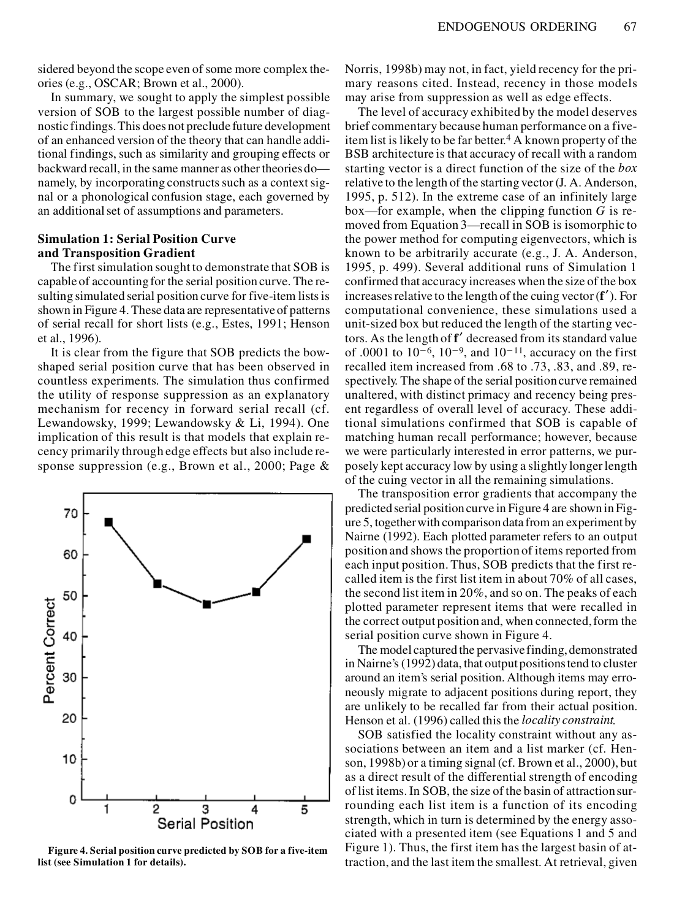sidered beyond the scope even of some more complex theories (e.g., OSCAR; Brown et al., 2000).

In summary, we sought to apply the simplest possible version of SOB to the largest possible number of diagnostic findings. This does not preclude future development of an enhanced version of the theory that can handle additional findings, such as similarity and grouping effects or backward recall, in the same manner as other theories do—namely, by incorporating constructs such as a context signal or a phonological confusion stage, each governed by an additional set of assumptions and parameters.

## Simulation 1: Serial Position Curve and Transposition Gradient

The first simulation sought to demonstrate that SOB is capable of accounting for the serial position curve. The resulting simulated serial position curve for five-item lists is shown in Figure 4. These data are representative of patterns of serial recall for short lists (e.g., Estes, 1991; Henson et al., 1996).

It is clear from the figure that SOB predicts the bow-shaped serial position curve that has been observed in countless experiments. The simulation thus confirmed the utility of response suppression as an explanatory mechanism for recency in forward serial recall (cf. Lewandowsky, 1999; Lewandowsky & Li, 1994). One implication of this result is that models that explain recency primarily through edge effects but also include response suppression (e.g., Brown et al., 2000; Page & Norris, 1998b) may not, in fact, yield recency for the primary reasons cited. Instead, recency in those models may arise from suppression as well as edge effects.

**Figure 4. Serial position curve predicted by SOB for a five-item list (see Simulation 1 for details).**

The level of accuracy exhibited by the model deserves brief commentary because human performance on a five-item list is likely to be far better.[4] A known property of the BSB architecture is that accuracy of recall with a random starting vector is a direct function of the size of the *box* relative to the length of the starting vector (J. A. Anderson, 1995, p. 512). In the extreme case of an infinitely large box—for example, when the clipping function $G$ is removed from Equation 3—recall in SOB is isomorphic to the power method for computing eigenvectors, which is known to be arbitrarily accurate (e.g., J. A. Anderson, 1995, p. 499). Several additional runs of Simulation 1 confirmed that accuracy increases when the size of the box increases relative to the length of the cuing vector ($\mathbf{f}'$). For computational convenience, these simulations used a unit-sized box but reduced the length of the starting vectors. As the length of $\mathbf{f}'$ decreased from its standard value of .0001 to $10^{-6}$, $10^{-9}$, and $10^{-11}$, accuracy on the first recalled item increased from .68 to .73, .83, and .89, respectively. The shape of the serial position curve remained unaltered, with distinct primacy and recency being present regardless of overall level of accuracy. These additional simulations confirmed that SOB is capable of matching human recall performance; however, because we were particularly interested in error patterns, we purposely kept accuracy low by using a slightly longer length of the cuing vector in all the remaining simulations.

The transposition error gradients that accompany the predicted serial position curve in Figure 4 are shown in Figure 5, together with comparison data from an experiment by Nairne (1992). Each plotted parameter refers to an output position and shows the proportion of items reported from each input position. Thus, SOB predicts that the first recalled item is the first list item in about 70% of all cases, the second list item in 20%, and so on. The peaks of each plotted parameter represent items that were recalled in the correct output position and, when connected, form the serial position curve shown in Figure 4.

The model captured the pervasive finding, demonstrated in Nairne's (1992) data, that output positions tend to cluster around an item's serial position. Although items may erroneously migrate to adjacent positions during report, they are unlikely to be recalled far from their actual position. Henson et al. (1996) called this the *locality constraint.*

SOB satisfied the locality constraint without any associations between an item and a list marker (cf. Henson, 1998b) or a timing signal (cf. Brown et al., 2000), but as a direct result of the differential strength of encoding of list items. In SOB, the size of the basin of attraction surrounding each list item is a function of its encoding strength, which in turn is determined by the energy associated with a presented item (see Equations 1 and 5 and Figure 1). Thus, the first item has the largest basin of attraction, and the last item the smallest. At retrieval, given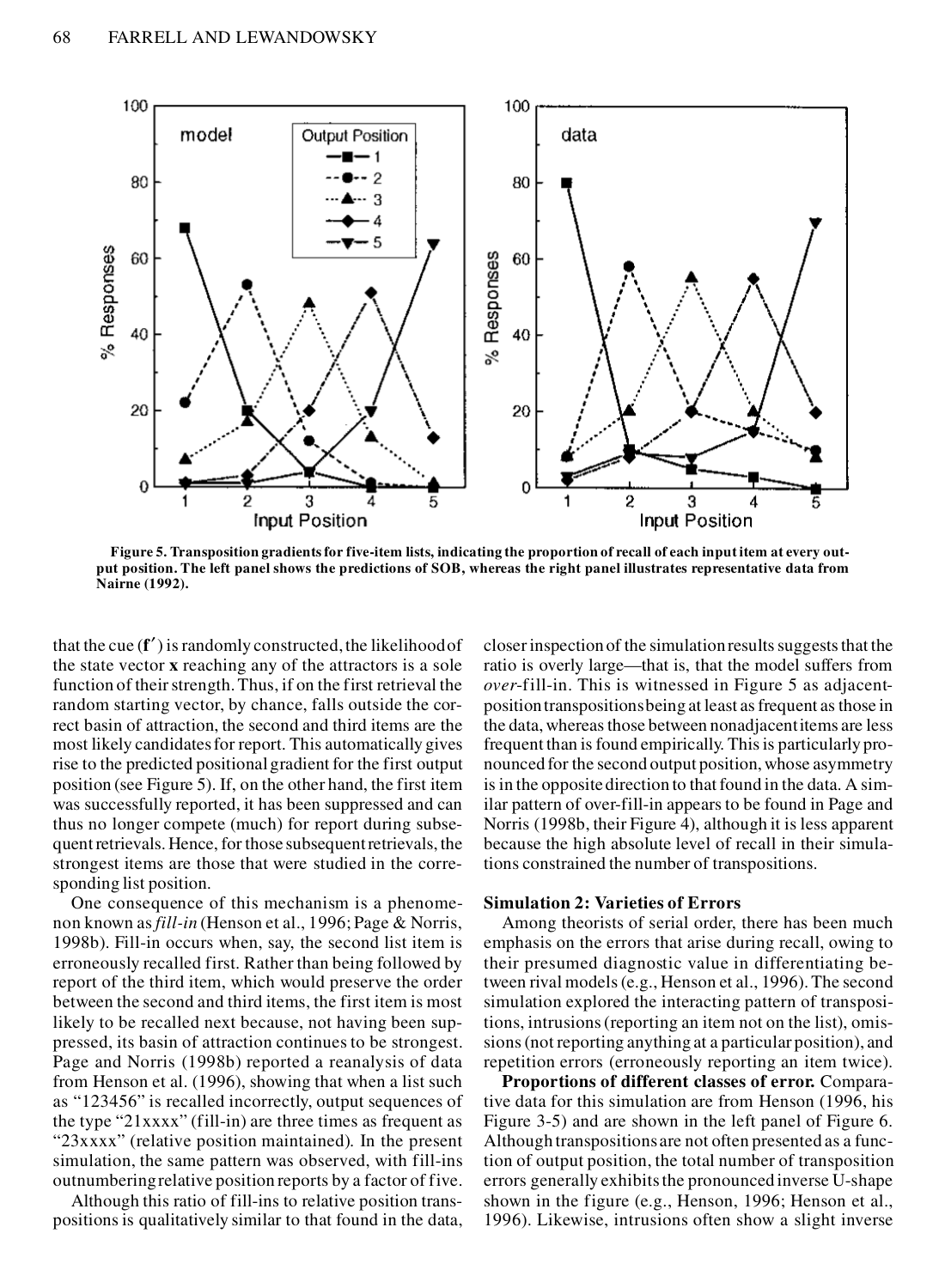**Figure 5. Transposition gradients for five-item lists, indicating the proportion of recall of each input item at every output position. The left panel shows the predictions of SOB, whereas the right panel illustrates representative data from Nairne (1992).**

that the cue ($\mathbf{f}'$) is randomly constructed, the likelihood of the state vector $\mathbf{x}$ reaching any of the attractors is a sole function of their strength. Thus, if on the first retrieval the random starting vector, by chance, falls outside the correct basin of attraction, the second and third items are the most likely candidates for report. This automatically gives rise to the predicted positional gradient for the first output position (see Figure 5). If, on the other hand, the first item was successfully reported, it has been suppressed and can thus no longer compete (much) for report during subsequent retrievals. Hence, for those subsequent retrievals, the strongest items are those that were studied in the corresponding list position.

One consequence of this mechanism is a phenomenon known as *fill-in* (Henson et al., 1996; Page & Norris, 1998b). Fill-in occurs when, say, the second list item is erroneously recalled first. Rather than being followed by report of the third item, which would preserve the order between the second and third items, the first item is most likely to be recalled next because, not having been suppressed, its basin of attraction continues to be strongest. Page and Norris (1998b) reported a reanalysis of data from Henson et al. (1996), showing that when a list such as "123456" is recalled incorrectly, output sequences of the type "21xxxx" (fill-in) are three times as frequent as "23xxxx" (relative position maintained). In the present simulation, the same pattern was observed, with fill-ins outnumbering relative position reports by a factor of five.

Although this ratio of fill-ins to relative position transpositions is qualitatively similar to that found in the data, closer inspection of the simulation results suggests that the ratio is overly large—that is, that the model suffers from *over*-fill-in. This is witnessed in Figure 5 as adjacent-position transpositions being at least as frequent as those in the data, whereas those between nonadjacent items are less frequent than is found empirically. This is particularly pronounced for the second output position, whose asymmetry is in the opposite direction to that found in the data. A similar pattern of over-fill-in appears to be found in Page and Norris (1998b, their Figure 4), although it is less apparent because the high absolute level of recall in their simulations constrained the number of transpositions.

### Simulation 2: Varieties of Errors

Among theorists of serial order, there has been much emphasis on the errors that arise during recall, owing to their presumed diagnostic value in differentiating between rival models (e.g., Henson et al., 1996). The second simulation explored the interacting pattern of transpositions, intrusions (reporting an item not on the list), omissions (not reporting anything at a particular position), and repetition errors (erroneously reporting an item twice).

**Proportions of different classes of error.** Comparative data for this simulation are from Henson (1996, his Figure 3-5) and are shown in the left panel of Figure 6. Although transpositions are not often presented as a function of output position, the total number of transposition errors generally exhibits the pronounced inverse U-shape shown in the figure (e.g., Henson, 1996; Henson et al., 1996). Likewise, intrusions often show a slight inverse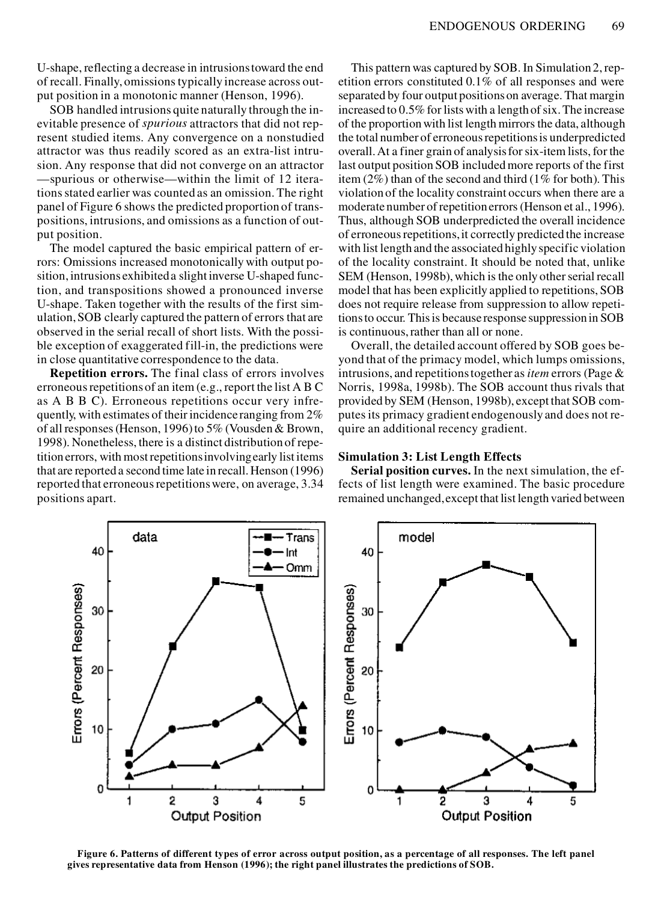U-shape, reflecting a decrease in intrusions toward the end of recall. Finally, omissions typically increase across output position in a monotonic manner (Henson, 1996).

SOB handled intrusions quite naturally through the inevitable presence of *spurious* attractors that did not represent studied items. Any convergence on a nonstudied attractor was thus readily scored as an extra-list intrusion. Any response that did not converge on an attractor —spurious or otherwise—within the limit of 12 iterations stated earlier was counted as an omission. The right panel of Figure 6 shows the predicted proportion of transpositions, intrusions, and omissions as a function of output position.

The model captured the basic empirical pattern of errors: Omissions increased monotonically with output position, intrusions exhibited a slight inverse U-shaped function, and transpositions showed a pronounced inverse U-shape. Taken together with the results of the first simulation, SOB clearly captured the pattern of errors that are observed in the serial recall of short lists. With the possible exception of exaggerated fill-in, the predictions were in close quantitative correspondence to the data.

**Repetition errors.** The final class of errors involves erroneous repetitions of an item (e.g., report the list A B C as A B B C). Erroneous repetitions occur very infrequently, with estimates of their incidence ranging from 2% of all responses (Henson, 1996) to 5% (Vousden & Brown, 1998). Nonetheless, there is a distinct distribution of repetition errors, with most repetitions involving early list items that are reported a second time late in recall. Henson (1996) reported that erroneous repetitions were, on average, 3.34 positions apart.

This pattern was captured by SOB. In Simulation 2, repetition errors constituted 0.1% of all responses and were separated by four output positions on average. That margin increased to 0.5% for lists with a length of six. The increase of the proportion with list length mirrors the data, although the total number of erroneous repetitions is underpredicted overall. At a finer grain of analysis for six-item lists, for the last output position SOB included more reports of the first item (2%) than of the second and third (1% for both). This violation of the locality constraint occurs when there are a moderate number of repetition errors (Henson et al., 1996). Thus, although SOB underpredicted the overall incidence of erroneous repetitions, it correctly predicted the increase with list length and the associated highly specific violation of the locality constraint. It should be noted that, unlike SEM (Henson, 1998b), which is the only other serial recall model that has been explicitly applied to repetitions, SOB does not require release from suppression to allow repetitions to occur. This is because response suppression in SOB is continuous, rather than all or none.

Overall, the detailed account offered by SOB goes beyond that of the primacy model, which lumps omissions, intrusions, and repetitions together as *item* errors (Page & Norris, 1998a, 1998b). The SOB account thus rivals that provided by SEM (Henson, 1998b), except that SOB computes its primacy gradient endogenously and does not require an additional recency gradient.

### Simulation 3: List Length Effects

**Serial position curves.** In the next simulation, the effects of list length were examined. The basic procedure remained unchanged, except that list length varied between

**Figure 6. Patterns of different types of error across output position, as a percentage of all responses. The left panel gives representative data from Henson (1996); the right panel illustrates the predictions of SOB.**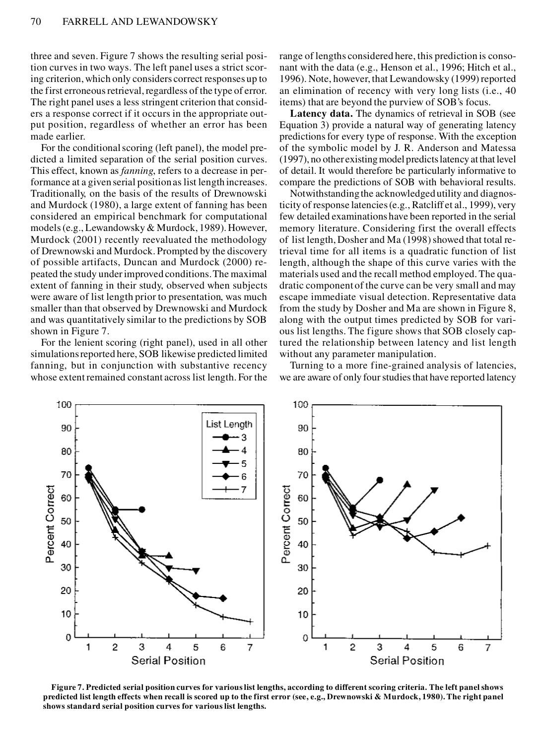three and seven. Figure 7 shows the resulting serial position curves in two ways. The left panel uses a strict scoring criterion, which only considers correct responses up to the first erroneous retrieval, regardless of the type of error. The right panel uses a less stringent criterion that considers a response correct if it occurs in the appropriate output position, regardless of whether an error has been made earlier.

For the conditional scoring (left panel), the model predicted a limited separation of the serial position curves. This effect, known as *fanning*, refers to a decrease in performance at a given serial position as list length increases. Traditionally, on the basis of the results of Drewnowski and Murdock (1980), a large extent of fanning has been considered an empirical benchmark for computational models (e.g., Lewandowsky & Murdock, 1989). However, Murdock (2001) recently reevaluated the methodology of Drewnowski and Murdock. Prompted by the discovery of possible artifacts, Duncan and Murdock (2000) repeated the study under improved conditions. The maximal extent of fanning in their study, observed when subjects were aware of list length prior to presentation, was much smaller than that observed by Drewnowski and Murdock and was quantitatively similar to the predictions by SOB shown in Figure 7.

For the lenient scoring (right panel), used in all other simulations reported here, SOB likewise predicted limited fanning, but in conjunction with substantive recency whose extent remained constant across list length. For the range of lengths considered here, this prediction is consonant with the data (e.g., Henson et al., 1996; Hitch et al., 1996). Note, however, that Lewandowsky (1999) reported an elimination of recency with very long lists (i.e., 40 items) that are beyond the purview of SOB's focus.

**Latency data.** The dynamics of retrieval in SOB (see Equation 3) provide a natural way of generating latency predictions for every type of response. With the exception of the symbolic model by J. R. Anderson and Matessa (1997), no other existing model predicts latency at that level of detail. It would therefore be particularly informative to compare the predictions of SOB with behavioral results.

Notwithstanding the acknowledged utility and diagnosticity of response latencies (e.g., Ratcliff et al., 1999), very few detailed examinations have been reported in the serial memory literature. Considering first the overall effects of list length, Dosher and Ma (1998) showed that total retrieval time for all items is a quadratic function of list length, although the shape of this curve varies with the materials used and the recall method employed. The quadratic component of the curve can be very small and may escape immediate visual detection. Representative data from the study by Dosher and Ma are shown in Figure 8, along with the output times predicted by SOB for various list lengths. The figure shows that SOB closely captured the relationship between latency and list length without any parameter manipulation.

Turning to a more fine-grained analysis of latencies, we are aware of only four studies that have reported latency

**Figure 7. Predicted serial position curves for various list lengths, according to different scoring criteria. The left panel shows predicted list length effects when recall is scored up to the first error (see, e.g., Drewnowski & Murdock, 1980). The right panel shows standard serial position curves for various list lengths.**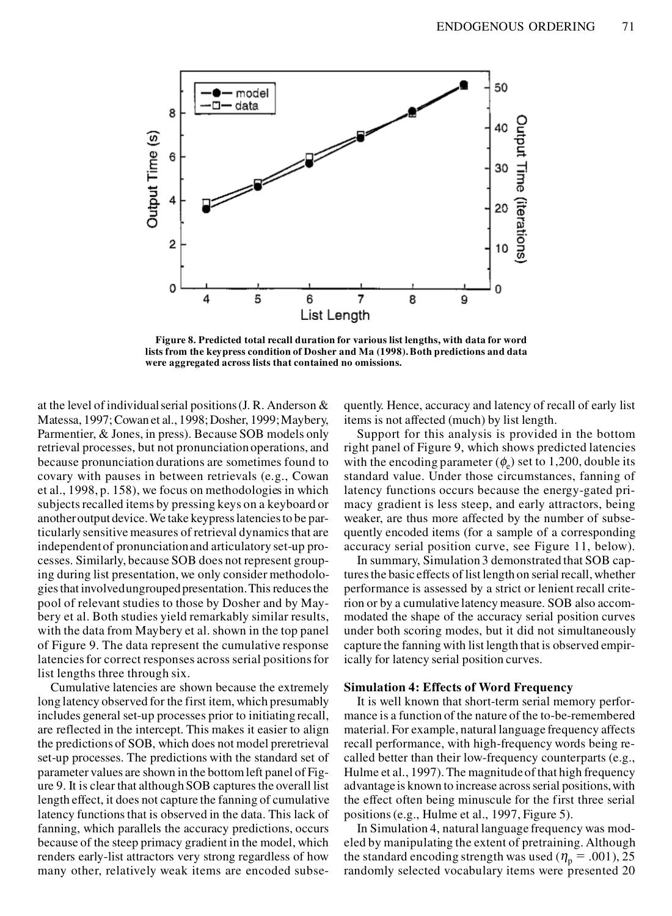Figure 8. Predicted total recall duration for various list lengths, with data for word lists from the keypress condition of Dosher and Ma (1998). Both predictions and data were aggregated across lists that contained no omissions.

at the level of individual serial positions (J. R. Anderson & Matessa, 1997; Cowan et al., 1998; Dosher, 1999; Maybery, Parmentier, & Jones, in press). Because SOB models only retrieval processes, but not pronunciation operations, and because pronunciation durations are sometimes found to covary with pauses in between retrievals (e.g., Cowan et al., 1998, p. 158), we focus on methodologies in which subjects recalled items by pressing keys on a keyboard or another output device. We take keypress latencies to be particularly sensitive measures of retrieval dynamics that are independent of pronunciation and articulatory set-up processes. Similarly, because SOB does not represent grouping during list presentation, we only consider methodologies that involved ungrouped presentation. This reduces the pool of relevant studies to those by Dosher and by Maybery et al. Both studies yield remarkably similar results, with the data from Maybery et al. shown in the top panel of Figure 9. The data represent the cumulative response latencies for correct responses across serial positions for list lengths three through six.

Cumulative latencies are shown because the extremely long latency observed for the first item, which presumably includes general set-up processes prior to initiating recall, are reflected in the intercept. This makes it easier to align the predictions of SOB, which does not model preretrieval set-up processes. The predictions with the standard set of parameter values are shown in the bottom left panel of Figure 9. It is clear that although SOB captures the overall list length effect, it does not capture the fanning of cumulative latency functions that is observed in the data. This lack of fanning, which parallels the accuracy predictions, occurs because of the steep primacy gradient in the model, which renders early-list attractors very strong regardless of how many other, relatively weak items are encoded subsequently. Hence, accuracy and latency of recall of early list items is not affected (much) by list length.

Support for this analysis is provided in the bottom right panel of Figure 9, which shows predicted latencies with the encoding parameter ($\phi_e$) set to 1,200, double its standard value. Under those circumstances, fanning of latency functions occurs because the energy-gated primacy gradient is less steep, and early attractors, being weaker, are thus more affected by the number of subsequently encoded items (for a sample of a corresponding accuracy serial position curve, see Figure 11, below).

In summary, Simulation 3 demonstrated that SOB captures the basic effects of list length on serial recall, whether performance is assessed by a strict or lenient recall criterion or by a cumulative latency measure. SOB also accommodated the shape of the accuracy serial position curves under both scoring modes, but it did not simultaneously capture the fanning with list length that is observed empirically for latency serial position curves.

### Simulation 4: Effects of Word Frequency

It is well known that short-term serial memory performance is a function of the nature of the to-be-remembered material. For example, natural language frequency affects recall performance, with high-frequency words being recalled better than their low-frequency counterparts (e.g., Hulme et al., 1997). The magnitude of that high frequency advantage is known to increase across serial positions, with the effect often being minuscule for the first three serial positions (e.g., Hulme et al., 1997, Figure 5).

In Simulation 4, natural language frequency was modeled by manipulating the extent of pretraining. Although the standard encoding strength was used ($\eta_p = .001$), 25 randomly selected vocabulary items were presented 20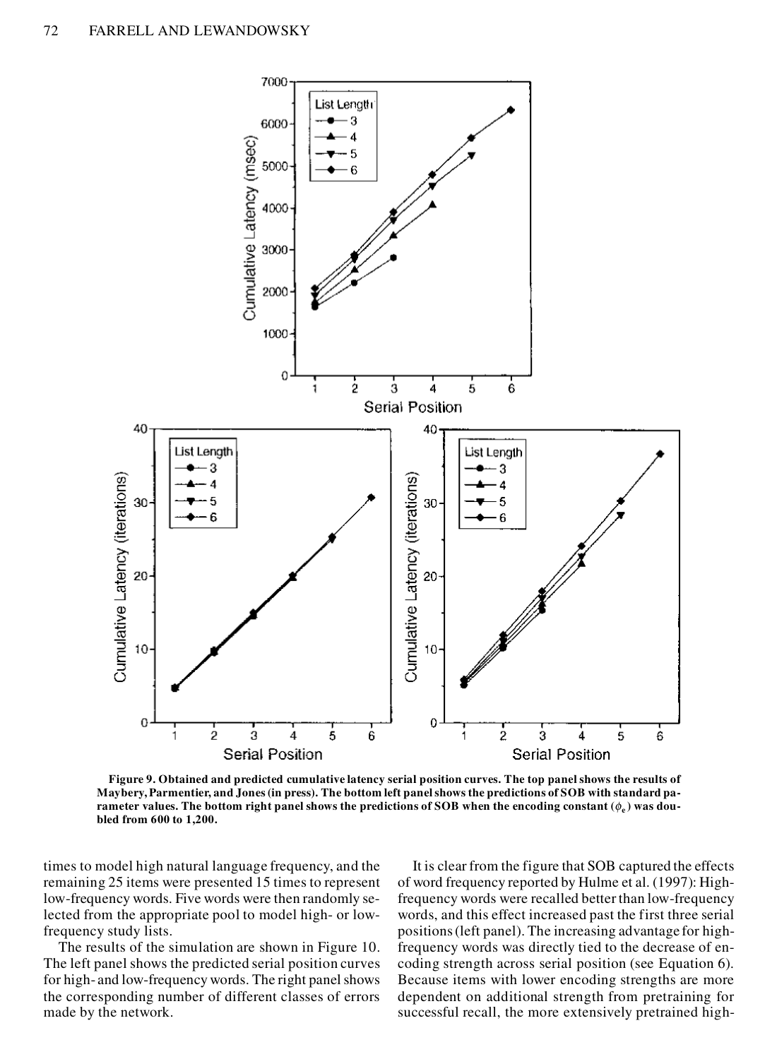**Figure 9. Obtained and predicted cumulative latency serial position curves. The top panel shows the results of Maybery, Parmentier, and Jones (in press). The bottom left panel shows the predictions of SOB with standard parameter values. The bottom right panel shows the predictions of SOB when the encoding constant ($\phi_e$) was doubled from 600 to 1,200.**

times to model high natural language frequency, and the remaining 25 items were presented 15 times to represent low-frequency words. Five words were then randomly selected from the appropriate pool to model high- or low-frequency study lists.

The results of the simulation are shown in Figure 10. The left panel shows the predicted serial position curves for high- and low-frequency words. The right panel shows the corresponding number of different classes of errors made by the network.

It is clear from the figure that SOB captured the effects of word frequency reported by Hulme et al. (1997): High-frequency words were recalled better than low-frequency words, and this effect increased past the first three serial positions (left panel). The increasing advantage for high-frequency words was directly tied to the decrease of encoding strength across serial position (see Equation 6). Because items with lower encoding strengths are more dependent on additional strength from pretraining for successful recall, the more extensively pretrained high-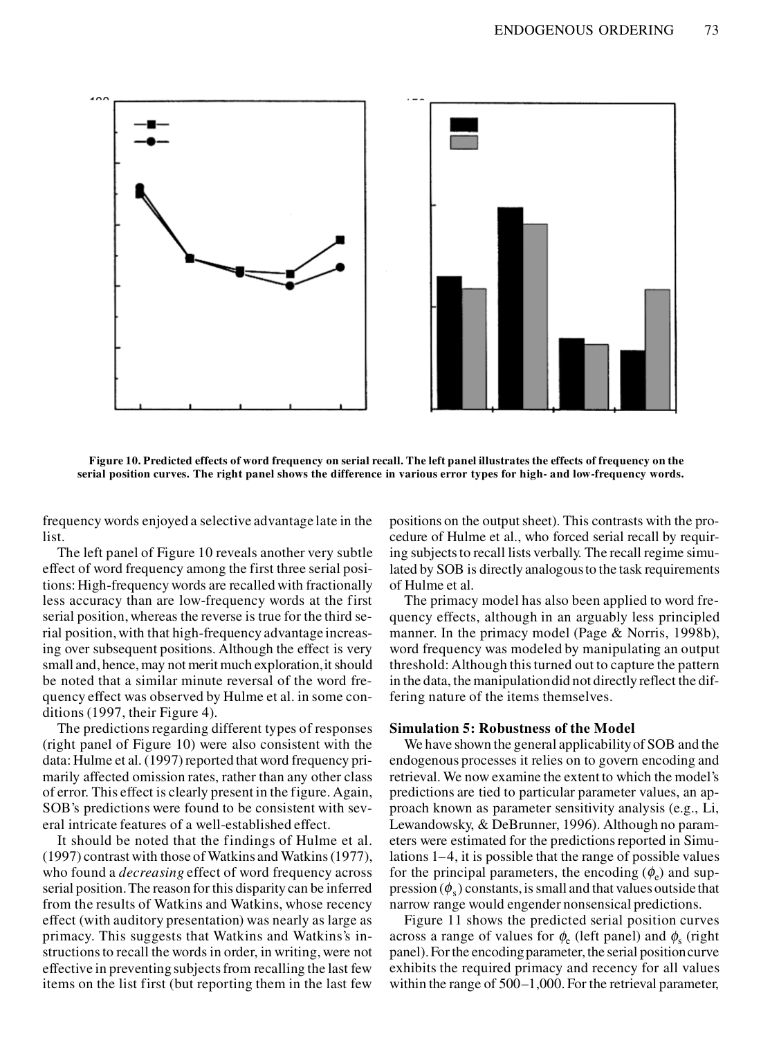**Figure 10. Predicted effects of word frequency on serial recall. The left panel illustrates the effects of frequency on the serial position curves. The right panel shows the difference in various error types for high- and low-frequency words.**

frequency words enjoyed a selective advantage late in the list.

The left panel of Figure 10 reveals another very subtle effect of word frequency among the first three serial positions: High-frequency words are recalled with fractionally less accuracy than are low-frequency words at the first serial position, whereas the reverse is true for the third serial position, with that high-frequency advantage increasing over subsequent positions. Although the effect is very small and, hence, may not merit much exploration, it should be noted that a similar minute reversal of the word frequency effect was observed by Hulme et al. in some conditions (1997, their Figure 4).

The predictions regarding different types of responses (right panel of Figure 10) were also consistent with the data: Hulme et al. (1997) reported that word frequency primarily affected omission rates, rather than any other class of error. This effect is clearly present in the figure. Again, SOB's predictions were found to be consistent with several intricate features of a well-established effect.

It should be noted that the findings of Hulme et al. (1997) contrast with those of Watkins and Watkins (1977), who found a *decreasing* effect of word frequency across serial position. The reason for this disparity can be inferred from the results of Watkins and Watkins, whose recency effect (with auditory presentation) was nearly as large as primacy. This suggests that Watkins and Watkins's instructions to recall the words in order, in writing, were not effective in preventing subjects from recalling the last few items on the list first (but reporting them in the last few positions on the output sheet). This contrasts with the procedure of Hulme et al., who forced serial recall by requiring subjects to recall lists verbally. The recall regime simulated by SOB is directly analogous to the task requirements of Hulme et al.

The primacy model has also been applied to word frequency effects, although in an arguably less principled manner. In the primacy model (Page & Norris, 1998b), word frequency was modeled by manipulating an output threshold: Although this turned out to capture the pattern in the data, the manipulation did not directly reflect the differing nature of the items themselves.

### Simulation 5: Robustness of the Model

We have shown the general applicability of SOB and the endogenous processes it relies on to govern encoding and retrieval. We now examine the extent to which the model's predictions are tied to particular parameter values, an approach known as parameter sensitivity analysis (e.g., Li, Lewandowsky, & DeBrunner, 1996). Although no parameters were estimated for the predictions reported in Simulations 1–4, it is possible that the range of possible values for the principal parameters, the encoding ($\phi_e$) and suppression ($\phi_s$) constants, is small and that values outside that narrow range would engender nonsensical predictions.

Figure 11 shows the predicted serial position curves across a range of values for $\phi_e$ (left panel) and $\phi_s$ (right panel). For the encoding parameter, the serial position curve exhibits the required primacy and recency for all values within the range of 500–1,000. For the retrieval parameter,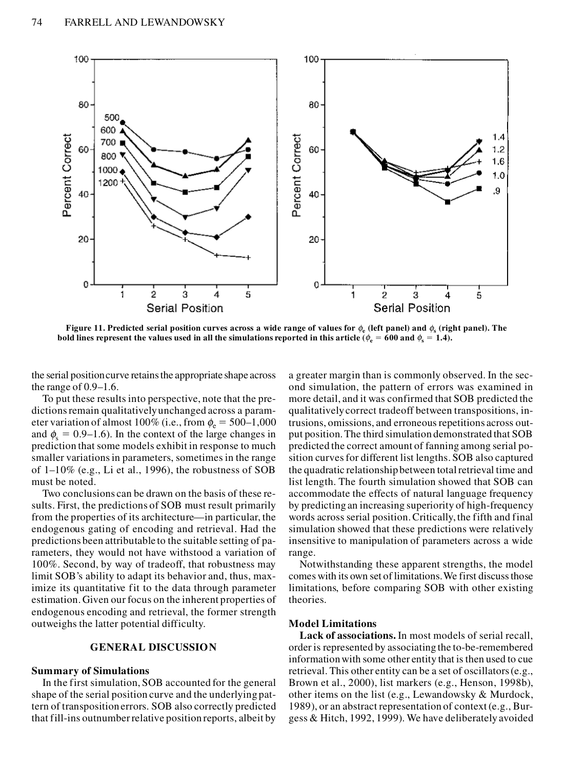**Figure 11. Predicted serial position curves across a wide range of values for $\phi_e$ (left panel) and $\phi_s$ (right panel). The bold lines represent the values used in all the simulations reported in this article ($\phi_e$ = 600 and $\phi_s$ = 1.4).**

the serial position curve retains the appropriate shape across the range of 0.9–1.6.

To put these results into perspective, note that the predictions remain qualitatively unchanged across a parameter variation of almost 100% (i.e., from $\phi_e$ = 500–1,000 and $\phi_s$ = 0.9–1.6). In the context of the large changes in prediction that some models exhibit in response to much smaller variations in parameters, sometimes in the range of 1–10% (e.g., Li et al., 1996), the robustness of SOB must be noted.

Two conclusions can be drawn on the basis of these results. First, the predictions of SOB must result primarily from the properties of its architecture—in particular, the endogenous gating of encoding and retrieval. Had the predictions been attributable to the suitable setting of parameters, they would not have withstood a variation of 100%. Second, by way of tradeoff, that robustness may limit SOB's ability to adapt its behavior and, thus, maximize its quantitative fit to the data through parameter estimation. Given our focus on the inherent properties of endogenous encoding and retrieval, the former strength outweighs the latter potential difficulty.

## GENERAL DISCUSSION

### Summary of Simulations

In the first simulation, SOB accounted for the general shape of the serial position curve and the underlying pattern of transposition errors. SOB also correctly predicted that fill-ins outnumber relative position reports, albeit by a greater margin than is commonly observed. In the second simulation, the pattern of errors was examined in more detail, and it was confirmed that SOB predicted the qualitatively correct tradeoff between transpositions, intrusions, omissions, and erroneous repetitions across output position. The third simulation demonstrated that SOB predicted the correct amount of fanning among serial position curves for different list lengths. SOB also captured the quadratic relationship between total retrieval time and list length. The fourth simulation showed that SOB can accommodate the effects of natural language frequency by predicting an increasing superiority of high-frequency words across serial position. Critically, the fifth and final simulation showed that these predictions were relatively insensitive to manipulation of parameters across a wide range.

Notwithstanding these apparent strengths, the model comes with its own set of limitations. We first discuss those limitations, before comparing SOB with other existing theories.

### Model Limitations

**Lack of associations.** In most models of serial recall, order is represented by associating the to-be-remembered information with some other entity that is then used to cue retrieval. This other entity can be a set of oscillators (e.g., Brown et al., 2000), list markers (e.g., Henson, 1998b), other items on the list (e.g., Lewandowsky & Murdock, 1989), or an abstract representation of context (e.g., Burgess & Hitch, 1992, 1999). We have deliberately avoided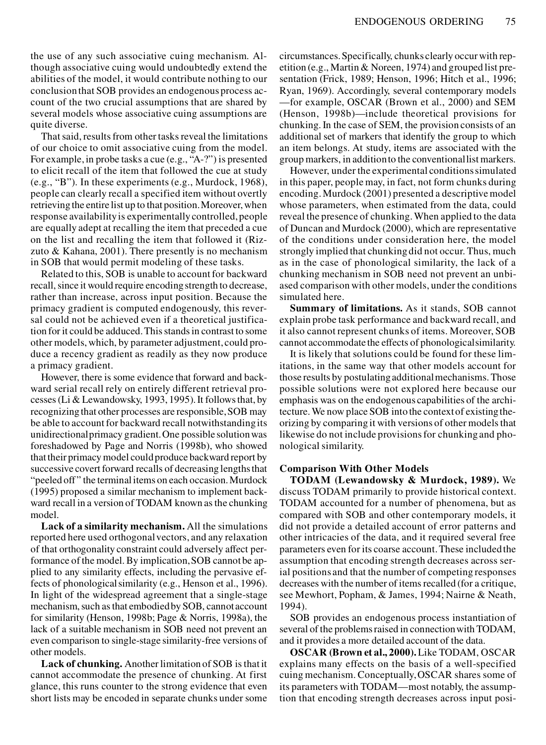the use of any such associative cuing mechanism. Although associative cuing would undoubtedly extend the abilities of the model, it would contribute nothing to our conclusion that SOB provides an endogenous process account of the two crucial assumptions that are shared by several models whose associative cuing assumptions are quite diverse.

That said, results from other tasks reveal the limitations of our choice to omit associative cuing from the model. For example, in probe tasks a cue (e.g., "A-?") is presented to elicit recall of the item that followed the cue at study (e.g., "B"). In these experiments (e.g., Murdock, 1968), people can clearly recall a specified item without overtly retrieving the entire list up to that position. Moreover, when response availability is experimentally controlled, people are equally adept at recalling the item that preceded a cue on the list and recalling the item that followed it (Rizzuto & Kahana, 2001). There presently is no mechanism in SOB that would permit modeling of these tasks.

Related to this, SOB is unable to account for backward recall, since it would require encoding strength to decrease, rather than increase, across input position. Because the primacy gradient is computed endogenously, this reversal could not be achieved even if a theoretical justification for it could be adduced. This stands in contrast to some other models, which, by parameter adjustment, could produce a recency gradient as readily as they now produce a primacy gradient.

However, there is some evidence that forward and backward serial recall rely on entirely different retrieval processes (Li & Lewandowsky, 1993, 1995). It follows that, by recognizing that other processes are responsible, SOB may be able to account for backward recall notwithstanding its unidirectional primacy gradient. One possible solution was foreshadowed by Page and Norris (1998b), who showed that their primacy model could produce backward report by successive covert forward recalls of decreasing lengths that "peeled off" the terminal items on each occasion. Murdock (1995) proposed a similar mechanism to implement backward recall in a version of TODAM known as the chunking model.

**Lack of a similarity mechanism.** All the simulations reported here used orthogonal vectors, and any relaxation of that orthogonality constraint could adversely affect performance of the model. By implication, SOB cannot be applied to any similarity effects, including the pervasive effects of phonological similarity (e.g., Henson et al., 1996). In light of the widespread agreement that a single-stage mechanism, such as that embodied by SOB, cannot account for similarity (Henson, 1998b; Page & Norris, 1998a), the lack of a suitable mechanism in SOB need not prevent an even comparison to single-stage similarity-free versions of other models.

**Lack of chunking.** Another limitation of SOB is that it cannot accommodate the presence of chunking. At first glance, this runs counter to the strong evidence that even short lists may be encoded in separate chunks under some circumstances. Specifically, chunks clearly occur with repetition (e.g., Martin & Noreen, 1974) and grouped list presentation (Frick, 1989; Henson, 1996; Hitch et al., 1996; Ryan, 1969). Accordingly, several contemporary models —for example, OSCAR (Brown et al., 2000) and SEM (Henson, 1998b)—include theoretical provisions for chunking. In the case of SEM, the provision consists of an additional set of markers that identify the group to which an item belongs. At study, items are associated with the group markers, in addition to the conventional list markers.

However, under the experimental conditions simulated in this paper, people may, in fact, not form chunks during encoding. Murdock (2001) presented a descriptive model whose parameters, when estimated from the data, could reveal the presence of chunking. When applied to the data of Duncan and Murdock (2000), which are representative of the conditions under consideration here, the model strongly implied that chunking did not occur. Thus, much as in the case of phonological similarity, the lack of a chunking mechanism in SOB need not prevent an unbiased comparison with other models, under the conditions simulated here.

**Summary of limitations.** As it stands, SOB cannot explain probe task performance and backward recall, and it also cannot represent chunks of items. Moreover, SOB cannot accommodate the effects of phonological similarity.

It is likely that solutions could be found for these limitations, in the same way that other models account for those results by postulating additional mechanisms. Those possible solutions were not explored here because our emphasis was on the endogenous capabilities of the architecture. We now place SOB into the context of existing theorizing by comparing it with versions of other models that likewise do not include provisions for chunking and phonological similarity.

## Comparison With Other Models

**TODAM (Lewandowsky & Murdock, 1989).** We discuss TODAM primarily to provide historical context. TODAM accounted for a number of phenomena, but as compared with SOB and other contemporary models, it did not provide a detailed account of error patterns and other intricacies of the data, and it required several free parameters even for its coarse account. These included the assumption that encoding strength decreases across serial positions and that the number of competing responses decreases with the number of items recalled (for a critique, see Mewhort, Popham, & James, 1994; Nairne & Neath, 1994).

SOB provides an endogenous process instantiation of several of the problems raised in connection with TODAM, and it provides a more detailed account of the data.

**OSCAR (Brown et al., 2000).** Like TODAM, OSCAR explains many effects on the basis of a well-specified cuing mechanism. Conceptually, OSCAR shares some of its parameters with TODAM—most notably, the assumption that encoding strength decreases across input posi-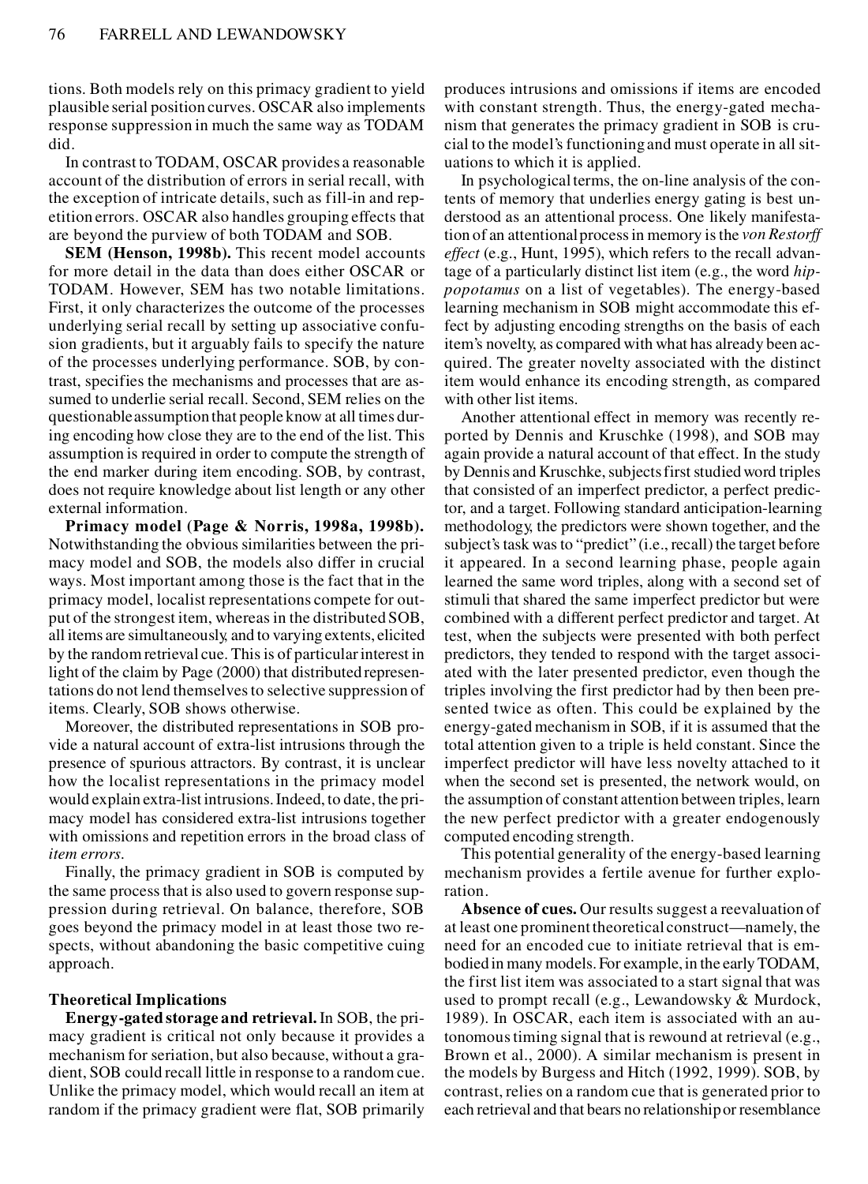tions. Both models rely on this primacy gradient to yield plausible serial position curves. OSCAR also implements response suppression in much the same way as TODAM did.

In contrast to TODAM, OSCAR provides a reasonable account of the distribution of errors in serial recall, with the exception of intricate details, such as fill-in and repetition errors. OSCAR also handles grouping effects that are beyond the purview of both TODAM and SOB.

**SEM (Henson, 1998b).** This recent model accounts for more detail in the data than does either OSCAR or TODAM. However, SEM has two notable limitations. First, it only characterizes the outcome of the processes underlying serial recall by setting up associative confusion gradients, but it arguably fails to specify the nature of the processes underlying performance. SOB, by contrast, specifies the mechanisms and processes that are assumed to underlie serial recall. Second, SEM relies on the questionable assumption that people know at all times during encoding how close they are to the end of the list. This assumption is required in order to compute the strength of the end marker during item encoding. SOB, by contrast, does not require knowledge about list length or any other external information.

**Primacy model (Page & Norris, 1998a, 1998b).** Notwithstanding the obvious similarities between the primacy model and SOB, the models also differ in crucial ways. Most important among those is the fact that in the primacy model, localist representations compete for output of the strongest item, whereas in the distributed SOB, all items are simultaneously, and to varying extents, elicited by the random retrieval cue. This is of particular interest in light of the claim by Page (2000) that distributed representations do not lend themselves to selective suppression of items. Clearly, SOB shows otherwise.

Moreover, the distributed representations in SOB provide a natural account of extra-list intrusions through the presence of spurious attractors. By contrast, it is unclear how the localist representations in the primacy model would explain extra-list intrusions. Indeed, to date, the primacy model has considered extra-list intrusions together with omissions and repetition errors in the broad class of *item errors*.

Finally, the primacy gradient in SOB is computed by the same process that is also used to govern response suppression during retrieval. On balance, therefore, SOB goes beyond the primacy model in at least those two respects, without abandoning the basic competitive cuing approach.

### Theoretical Implications

**Energy-gated storage and retrieval.** In SOB, the primacy gradient is critical not only because it provides a mechanism for seriation, but also because, without a gradient, SOB could recall little in response to a random cue. Unlike the primacy model, which would recall an item at random if the primacy gradient were flat, SOB primarily produces intrusions and omissions if items are encoded with constant strength. Thus, the energy-gated mechanism that generates the primacy gradient in SOB is crucial to the model's functioning and must operate in all situations to which it is applied.

In psychological terms, the on-line analysis of the contents of memory that underlies energy gating is best understood as an attentional process. One likely manifestation of an attentional process in memory is the *von Restorff effect* (e.g., Hunt, 1995), which refers to the recall advantage of a particularly distinct list item (e.g., the word *hippopotamus* on a list of vegetables). The energy-based learning mechanism in SOB might accommodate this effect by adjusting encoding strengths on the basis of each item's novelty, as compared with what has already been acquired. The greater novelty associated with the distinct item would enhance its encoding strength, as compared with other list items.

Another attentional effect in memory was recently reported by Dennis and Kruschke (1998), and SOB may again provide a natural account of that effect. In the study by Dennis and Kruschke, subjects first studied word triples that consisted of an imperfect predictor, a perfect predictor, and a target. Following standard anticipation-learning methodology, the predictors were shown together, and the subject's task was to "predict" (i.e., recall) the target before it appeared. In a second learning phase, people again learned the same word triples, along with a second set of stimuli that shared the same imperfect predictor but were combined with a different perfect predictor and target. At test, when the subjects were presented with both perfect predictors, they tended to respond with the target associated with the later presented predictor, even though the triples involving the first predictor had by then been presented twice as often. This could be explained by the energy-gated mechanism in SOB, if it is assumed that the total attention given to a triple is held constant. Since the imperfect predictor will have less novelty attached to it when the second set is presented, the network would, on the assumption of constant attention between triples, learn the new perfect predictor with a greater endogenously computed encoding strength.

This potential generality of the energy-based learning mechanism provides a fertile avenue for further exploration.

**Absence of cues.** Our results suggest a reevaluation of at least one prominent theoretical construct—namely, the need for an encoded cue to initiate retrieval that is embodied in many models. For example, in the early TODAM, the first list item was associated to a start signal that was used to prompt recall (e.g., Lewandowsky & Murdock, 1989). In OSCAR, each item is associated with an autonomous timing signal that is rewound at retrieval (e.g., Brown et al., 2000). A similar mechanism is present in the models by Burgess and Hitch (1992, 1999). SOB, by contrast, relies on a random cue that is generated prior to each retrieval and that bears no relationship or resemblance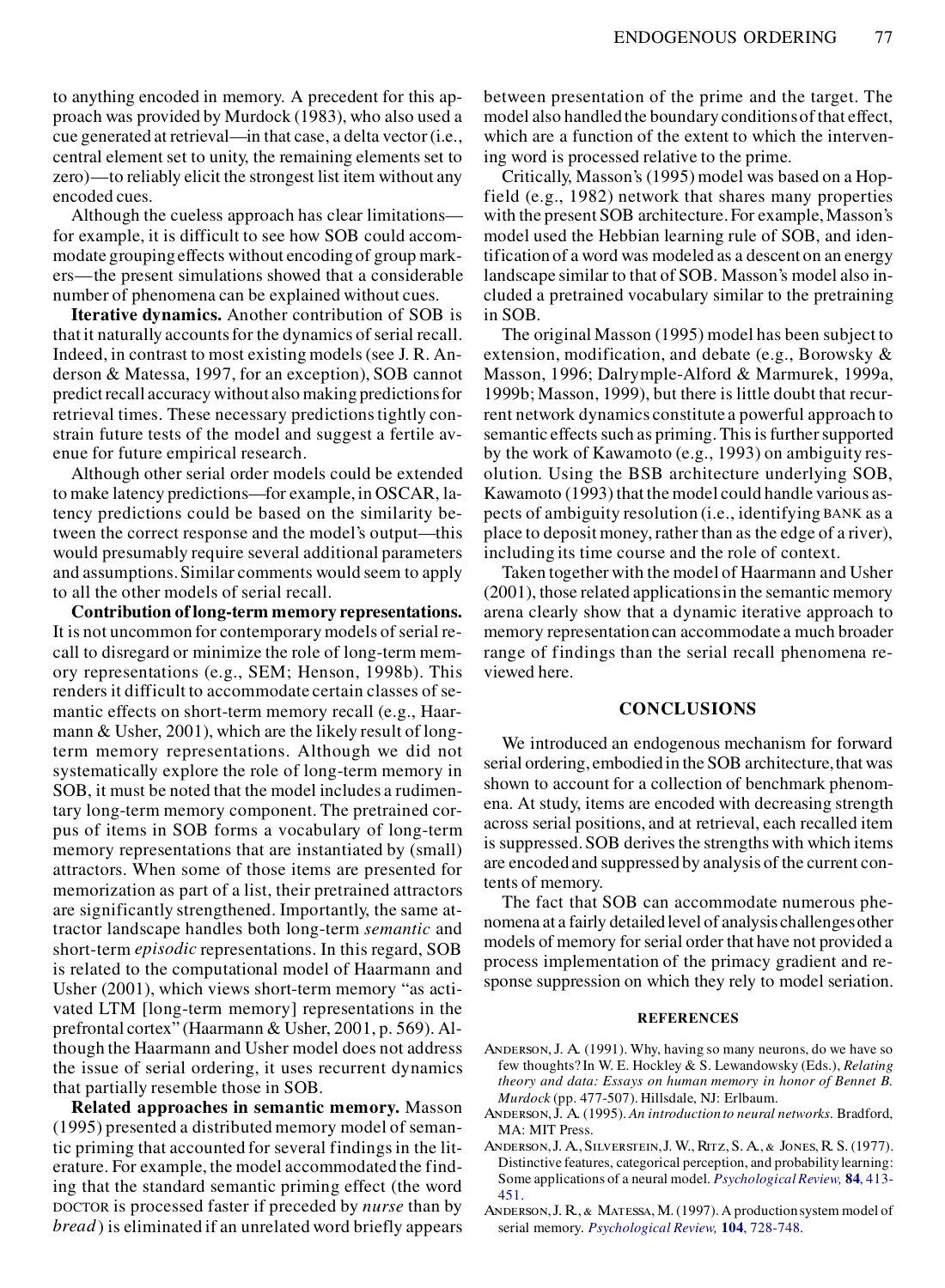to anything encoded in memory. A precedent for this approach was provided by Murdock (1983), who also used a cue generated at retrieval—in that case, a delta vector (i.e., central element set to unity, the remaining elements set to zero)—to reliably elicit the strongest list item without any encoded cues.

Although the cueless approach has clear limitations—for example, it is difficult to see how SOB could accommodate grouping effects without encoding of group markers—the present simulations showed that a considerable number of phenomena can be explained without cues.

**Iterative dynamics.** Another contribution of SOB is that it naturally accounts for the dynamics of serial recall. Indeed, in contrast to most existing models (see J. R. Anderson & Matessa, 1997, for an exception), SOB cannot predict recall accuracy without also making predictions for retrieval times. These necessary predictions tightly constrain future tests of the model and suggest a fertile avenue for future empirical research.

Although other serial order models could be extended to make latency predictions—for example, in OSCAR, latency predictions could be based on the similarity between the correct response and the model's output—this would presumably require several additional parameters and assumptions. Similar comments would seem to apply to all the other models of serial recall.

**Contribution of long-term memory representations.** It is not uncommon for contemporary models of serial recall to disregard or minimize the role of long-term memory representations (e.g., SEM; Henson, 1998b). This renders it difficult to accommodate certain classes of semantic effects on short-term memory recall (e.g., Haarmann & Usher, 2001), which are the likely result of long-term memory representations. Although we did not systematically explore the role of long-term memory in SOB, it must be noted that the model includes a rudimentary long-term memory component. The pretrained corpus of items in SOB forms a vocabulary of long-term memory representations that are instantiated by (small) attractors. When some of those items are presented for memorization as part of a list, their pretrained attractors are significantly strengthened. Importantly, the same attractor landscape handles both long-term *semantic* and short-term *episodic* representations. In this regard, SOB is related to the computational model of Haarmann and Usher (2001), which views short-term memory "as activated LTM [long-term memory] representations in the prefrontal cortex" (Haarmann & Usher, 2001, p. 569). Although the Haarmann and Usher model does not address the issue of serial ordering, it uses recurrent dynamics that partially resemble those in SOB.

**Related approaches in semantic memory.** Masson (1995) presented a distributed memory model of semantic priming that accounted for several findings in the literature. For example, the model accommodated the finding that the standard semantic priming effect (the word DOCTOR is processed faster if preceded by *nurse* than by *bread*) is eliminated if an unrelated word briefly appears between presentation of the prime and the target. The model also handled the boundary conditions of that effect, which are a function of the extent to which the intervening word is processed relative to the prime.

Critically, Masson's (1995) model was based on a Hopfield (e.g., 1982) network that shares many properties with the present SOB architecture. For example, Masson's model used the Hebbian learning rule of SOB, and identification of a word was modeled as a descent on an energy landscape similar to that of SOB. Masson's model also included a pretrained vocabulary similar to the pretraining in SOB.

The original Masson (1995) model has been subject to extension, modification, and debate (e.g., Borowsky & Masson, 1996; Dalrymple-Alford & Marmurek, 1999a, 1999b; Masson, 1999), but there is little doubt that recurrent network dynamics constitute a powerful approach to semantic effects such as priming. This is further supported by the work of Kawamoto (e.g., 1993) on ambiguity resolution. Using the BSB architecture underlying SOB, Kawamoto (1993) that the model could handle various aspects of ambiguity resolution (i.e., identifying BANK as a place to deposit money, rather than as the edge of a river), including its time course and the role of context.

Taken together with the model of Haarmann and Usher (2001), those related applications in the semantic memory arena clearly show that a dynamic iterative approach to memory representation can accommodate a much broader range of findings than the serial recall phenomena reviewed here.

## CONCLUSIONS

We introduced an endogenous mechanism for forward serial ordering, embodied in the SOB architecture, that was shown to account for a collection of benchmark phenomena. At study, items are encoded with decreasing strength across serial positions, and at retrieval, each recalled item is suppressed. SOB derives the strengths with which items are encoded and suppressed by analysis of the current contents of memory.

The fact that SOB can accommodate numerous phenomena at a fairly detailed level of analysis challenges other models of memory for serial order that have not provided a process implementation of the primacy gradient and response suppression on which they rely to model seriation.

### REFERENCES

Anderson, J. A. (1991). Why, having so many neurons, do we have so few thoughts? In W. E. Hockley & S. Lewandowsky (Eds.), *Relating theory and data: Essays on human memory in honor of Bennet B. Murdock* (pp. 477-507). Hillsdale, NJ: Erlbaum.

Anderson, J. A. (1995). *An introduction to neural networks.* Bradford, MA: MIT Press.

Anderson, J. A., Silverstein, J. W., Ritz, S. A., & Jones, R. S. (1977). Distinctive features, categorical perception, and probability learning: Some applications of a neural model. *Psychological Review,* **84**, 413-451.

Anderson, J. R., & Matessa, M. (1997). A production system model of serial memory. *Psychological Review,* **104**, 728-748.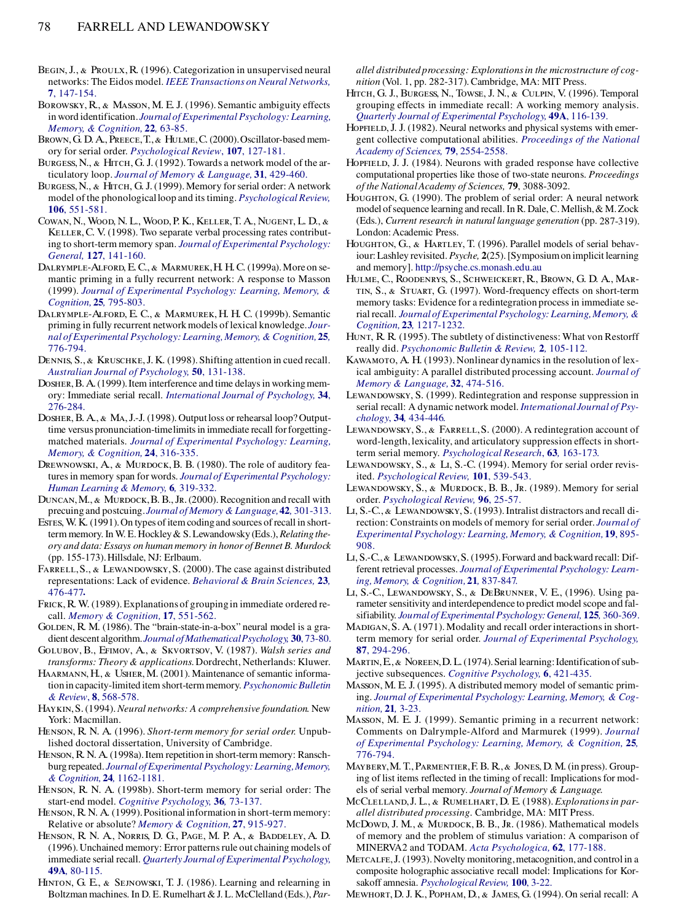Begin, J., & Proulx, R. (1996). Categorization in unsupervised neural networks: The Eidos model. *IEEE Transactions on Neural Networks*, **7**, 147-154.

Borowsky, R., & Masson, M. E. J. (1996). Semantic ambiguity effects in word identification. *Journal of Experimental Psychology: Learning, Memory, & Cognition*, **22**, 63-85.

Brown, G. D. A., Preece, T., & Hulme, C. (2000). Oscillator-based memory for serial order. *Psychological Review*, **107**, 127-181.

Burgess, N., & Hitch, G. J. (1992). Towards a network model of the articulatory loop. *Journal of Memory & Language*, **31**, 429-460.

Burgess, N., & Hitch, G. J. (1999). Memory for serial order: A network model of the phonological loop and its timing. *Psychological Review*, **106**, 551-581.

Cowan, N., Wood, N. L., Wood, P. K., Keller, T. A., Nugent, L. D., & Keller, C. V. (1998). Two separate verbal processing rates contributing to short-term memory span. *Journal of Experimental Psychology: General*, **127**, 141-160.

Dalrymple-Alford, E. C., & Marmurek, H. H. C. (1999a). More on semantic priming in a fully recurrent network: A response to Masson (1999). *Journal of Experimental Psychology: Learning, Memory, & Cognition*, **25**, 795-803.

Dalrymple-Alford, E. C., & Marmurek, H. H. C. (1999b). Semantic priming in fully recurrent network models of lexical knowledge. *Journal of Experimental Psychology: Learning, Memory, & Cognition*, **25**, 776-794.

Dennis, S., & Kruschke, J. K. (1998). Shifting attention in cued recall. *Australian Journal of Psychology*, **50**, 131-138.

Dosher, B. A. (1999). Item interference and time delays in working memory: Immediate serial recall. *International Journal of Psychology*, **34**, 276-284.

Dosher, B. A., & Ma, J.-J. (1998). Output loss or rehearsal loop? Output-time versus pronunciation-time limits in immediate recall for forgetting-matched materials. *Journal of Experimental Psychology: Learning, Memory, & Cognition*, **24**, 316-335.

Drewnowski, A., & Murdock, B. B. (1980). The role of auditory features in memory span for words. *Journal of Experimental Psychology: Human Learning & Memory*, **6**, 319-332.

Duncan, M., & Murdock, B. B., Jr. (2000). Recognition and recall with precuing and postcuing. *Journal of Memory & Language*, **42**, 301-313.

Estes, W. K. (1991). On types of item coding and sources of recall in short-term memory. In W. E. Hockley & S. Lewandowsky (Eds.), *Relating theory and data: Essays on human memory in honor of Bennet B. Murdock* (pp. 155-173). Hillsdale, NJ: Erlbaum.

Farrell, S., & Lewandowsky, S. (2000). The case against distributed representations: Lack of evidence. *Behavioral & Brain Sciences*, **23**, 476-477.

Frick, R. W. (1989). Explanations of grouping in immediate ordered recall. *Memory & Cognition*, **17**, 551-562.

Golden, R. M. (1986). The "brain-state-in-a-box" neural model is a gradient descent algorithm. *Journal of Mathematical Psychology*, **30**, 73-80.

Golubov, B., Efimov, A., & Skvortsov, V. (1987). *Walsh series and transforms: Theory & applications.* Dordrecht, Netherlands: Kluwer.

Haarmann, H., & Usher, M. (2001). Maintenance of semantic information in capacity-limited item short-term memory. *Psychonomic Bulletin & Review*, **8**, 568-578.

Haykin, S. (1994). *Neural networks: A comprehensive foundation.* New York: Macmillan.

Henson, R. N. A. (1996). *Short-term memory for serial order.* Unpublished doctoral dissertation, University of Cambridge.

Henson, R. N. A. (1998a). Item repetition in short-term memory: Ranschburg repeated. *Journal of Experimental Psychology: Learning, Memory, & Cognition*, **24**, 1162-1181.

Henson, R. N. A. (1998b). Short-term memory for serial order: The start-end model. *Cognitive Psychology*, **36**, 73-137.

Henson, R. N. A. (1999). Positional information in short-term memory: Relative or absolute? *Memory & Cognition*, **27**, 915-927.

Henson, R. N. A., Norris, D. G., Page, M. P. A., & Baddeley, A. D. (1996). Unchained memory: Error patterns rule out chaining models of immediate serial recall. *Quarterly Journal of Experimental Psychology*, **49A**, 80-115.

Hinton, G. E., & Sejnowski, T. J. (1986). Learning and relearning in Boltzman machines. In D. E. Rumelhart & J. L. McClelland (Eds.), *Parallel distributed processing: Explorations in the microstructure of cognition* (Vol. 1, pp. 282-317). Cambridge, MA: MIT Press.

Hitch, G. J., Burgess, N., Towse, J. N., & Culpin, V. (1996). Temporal grouping effects in immediate recall: A working memory analysis. *Quarterly Journal of Experimental Psychology*, **49A**, 116-139.

Hopfield, J. J. (1982). Neural networks and physical systems with emergent collective computational abilities. *Proceedings of the National Academy of Sciences*, **79**, 2554-2558.

Hopfield, J. J. (1984). Neurons with graded response have collective computational properties like those of two-state neurons. *Proceedings of the National Academy of Sciences*, **79**, 3088-3092.

Houghton, G. (1990). The problem of serial order: A neural network model of sequence learning and recall. In R. Dale, C. Mellish, & M. Zock (Eds.), *Current research in natural language generation* (pp. 287-319). London: Academic Press.

Houghton, G., & Hartley, T. (1996). Parallel models of serial behaviour: Lashley revisited. *Psyche*, **2**(25). [Symposium on implicit learning and memory]. http://psyche.cs.monash.edu.au

Hulme, C., Roodenrys, S., Schweickert, R., Brown, G. D. A., Martin, S., & Stuart, G. (1997). Word-frequency effects on short-term memory tasks: Evidence for a redintegration process in immediate serial recall. *Journal of Experimental Psychology: Learning, Memory, & Cognition*, **23**, 1217-1232.

Hunt, R. R. (1995). The subtlety of distinctiveness: What von Restorff really did. *Psychonomic Bulletin & Review*, **2**, 105-112.

Kawamoto, A. H. (1993). Nonlinear dynamics in the resolution of lexical ambiguity: A parallel distributed processing account. *Journal of Memory & Language*, **32**, 474-516.

Lewandowsky, S. (1999). Redintegration and response suppression in serial recall: A dynamic network model. *International Journal of Psychology*, **34**, 434-446.

Lewandowsky, S., & Farrell, S. (2000). A redintegration account of word-length, lexicality, and articulatory suppression effects in short-term serial memory. *Psychological Research*, **63**, 163-173.

Lewandowsky, S., & Li, S.-C. (1994). Memory for serial order revisited. *Psychological Review*, **101**, 539-543.

Lewandowsky, S., & Murdock, B. B., Jr. (1989). Memory for serial order. *Psychological Review*, **96**, 25-57.

Li, S.-C., & Lewandowsky, S. (1993). Intralist distractors and recall direction: Constraints on models of memory for serial order. *Journal of Experimental Psychology: Learning, Memory, & Cognition*, **19**, 895-908.

Li, S.-C., & Lewandowsky, S. (1995). Forward and backward recall: Different retrieval processes. *Journal of Experimental Psychology: Learning, Memory, & Cognition*, **21**, 837-847.

Li, S.-C., Lewandowsky, S., & DeBrunner, V. E., (1996). Using parameter sensitivity and interdependence to predict model scope and falsifiability. *Journal of Experimental Psychology: General*, **125**, 360-369.

Madigan, S. A. (1971). Modality and recall order interactions in short-term memory for serial order. *Journal of Experimental Psychology*, **87**, 294-296.

Martin, E., & Noreen, D. L. (1974). Serial learning: Identification of subjective subsequences. *Cognitive Psychology*, **6**, 421-435.

Masson, M. E. J. (1995). A distributed memory model of semantic priming. *Journal of Experimental Psychology: Learning, Memory, & Cognition*, **21**, 3-23.

Masson, M. E. J. (1999). Semantic priming in a recurrent network: Comments on Dalrymple-Alford and Marmurek (1999). *Journal of Experimental Psychology: Learning, Memory, & Cognition*, **25**, 776-794.

Maybery, M. T., Parmentier, F. B. R., & Jones, D. M. (in press). Grouping of list items reflected in the timing of recall: Implications for models of serial verbal memory. *Journal of Memory & Language.*

McClelland, J. L., & Rumelhart, D. E. (1988). *Explorations in parallel distributed processing.* Cambridge, MA: MIT Press.

McDowd, J. M., & Murdock, B. B., Jr. (1986). Mathematical models of memory and the problem of stimulus variation: A comparison of MINERVA2 and TODAM. *Acta Psychologica*, **62**, 177-188.

Metcalfe, J. (1993). Novelty monitoring, metacognition, and control in a composite holographic associative recall model: Implications for Korsakoff amnesia. *Psychological Review*, **100**, 3-22.

Mewhort, D. J. K., Popham, D., & James, G. (1994). On serial recall: A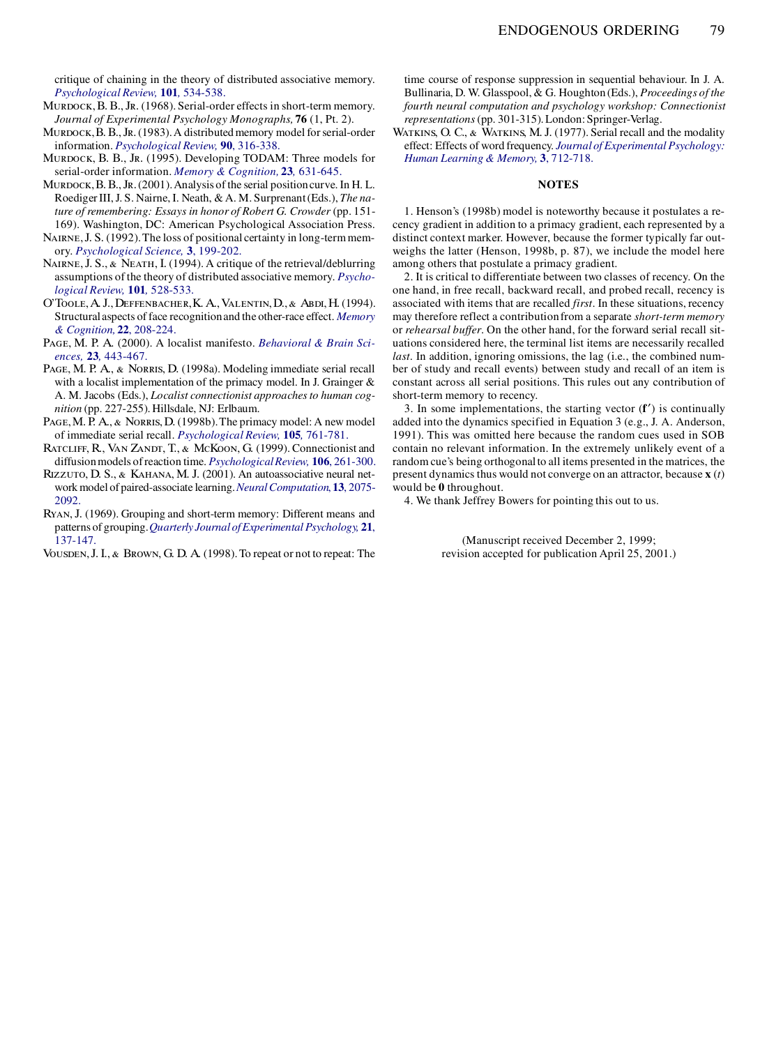critique of chaining in the theory of distributed associative memory. *Psychological Review,* **101**, 534-538.

Murdock, B. B., Jr. (1968). Serial-order effects in short-term memory. *Journal of Experimental Psychology Monographs,* **76** (1, Pt. 2).

Murdock, B. B., Jr. (1983). A distributed memory model for serial-order information. *Psychological Review,* **90**, 316-338.

Murdock, B. B., Jr. (1995). Developing TODAM: Three models for serial-order information. *Memory & Cognition,* **23**, 631-645.

Murdock, B. B., Jr. (2001). Analysis of the serial position curve. In H. L. Roediger III, J. S. Nairne, I. Neath, & A. M. Surprenant (Eds.), *The nature of remembering: Essays in honor of Robert G. Crowder* (pp. 151-169). Washington, DC: American Psychological Association Press.

Nairne, J. S. (1992). The loss of positional certainty in long-term memory. *Psychological Science,* **3**, 199-202.

Nairne, J. S., & Neath, I. (1994). A critique of the retrieval/deblurring assumptions of the theory of distributed associative memory. *Psychological Review,* **101**, 528-533.

O'Toole, A. J., Deffenbacher, K. A., Valentin, D., & Abdi, H. (1994). Structural aspects of face recognition and the other-race effect. *Memory & Cognition,* **22**, 208-224.

Page, M. P. A. (2000). A localist manifesto. *Behavioral & Brain Sciences,* **23**, 443-467.

Page, M. P. A., & Norris, D. (1998a). Modeling immediate serial recall with a localist implementation of the primacy model. In J. Grainger & A. M. Jacobs (Eds.), *Localist connectionist approaches to human cognition* (pp. 227-255). Hillsdale, NJ: Erlbaum.

Page, M. P. A., & Norris, D. (1998b). The primacy model: A new model of immediate serial recall. *Psychological Review,* **105**, 761-781.

Ratcliff, R., Van Zandt, T., & McKoon, G. (1999). Connectionist and diffusion models of reaction time. *Psychological Review,* **106**, 261-300.

Rizzuto, D. S., & Kahana, M. J. (2001). An autoassociative neural network model of paired-associate learning. *Neural Computation,* **13**, 2075-2092.

Ryan, J. (1969). Grouping and short-term memory: Different means and patterns of grouping. *Quarterly Journal of Experimental Psychology,* **21**, 137-147.

Vousden, J. I., & Brown, G. D. A. (1998). To repeat or not to repeat: The time course of response suppression in sequential behaviour. In J. A. Bullinaria, D. W. Glasspool, & G. Houghton (Eds.), *Proceedings of the fourth neural computation and psychology workshop: Connectionist representations* (pp. 301-315). London: Springer-Verlag.

Watkins, O. C., & Watkins, M. J. (1977). Serial recall and the modality effect: Effects of word frequency. *Journal of Experimental Psychology: Human Learning & Memory,* **3**, 712-718.

## NOTES

1. Henson's (1998b) model is noteworthy because it postulates a recency gradient in addition to a primacy gradient, each represented by a distinct context marker. However, because the former typically far outweighs the latter (Henson, 1998b, p. 87), we include the model here among others that postulate a primacy gradient.

2. It is critical to differentiate between two classes of recency. On the one hand, in free recall, backward recall, and probed recall, recency is associated with items that are recalled *first*. In these situations, recency may therefore reflect a contribution from a separate *short-term memory* or *rehearsal buffer*. On the other hand, for the forward serial recall situations considered here, the terminal list items are necessarily recalled *last*. In addition, ignoring omissions, the lag (i.e., the combined number of study and recall events) between study and recall of an item is constant across all serial positions. This rules out any contribution of short-term memory to recency.

3. In some implementations, the starting vector ($\mathbf{f}'$) is continually added into the dynamics specified in Equation 3 (e.g., J. A. Anderson, 1991). This was omitted here because the random cues used in SOB contain no relevant information. In the extremely unlikely event of a random cue's being orthogonal to all items presented in the matrices, the present dynamics thus would not converge on an attractor, because $\mathbf{x}(t)$ would be $\mathbf{0}$ throughout.

4. We thank Jeffrey Bowers for pointing this out to us.

(Manuscript received December 2, 1999;
revision accepted for publication April 25, 2001.)